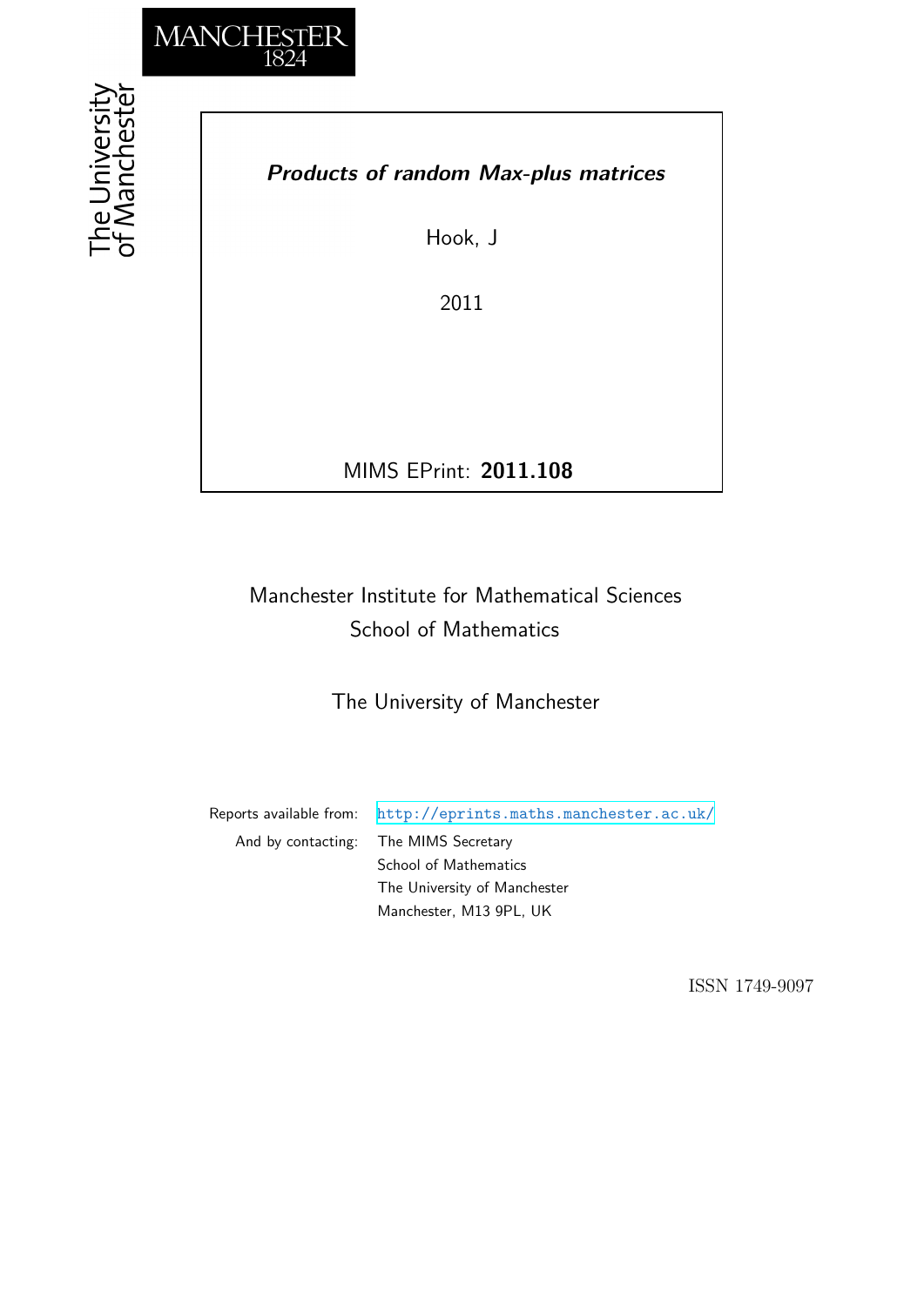MANCHESTER
1824

The University of Manchester

***Products of random Max-plus matrices***

Hook, J

2011

MIMS EPrint: **2011.108**

Manchester Institute for Mathematical Sciences
School of Mathematics

The University of Manchester

Reports available from: http://eprints.maths.manchester.ac.uk/
And by contacting: The MIMS Secretary
School of Mathematics
The University of Manchester
Manchester, M13 9PL, UK

ISSN 1749-9097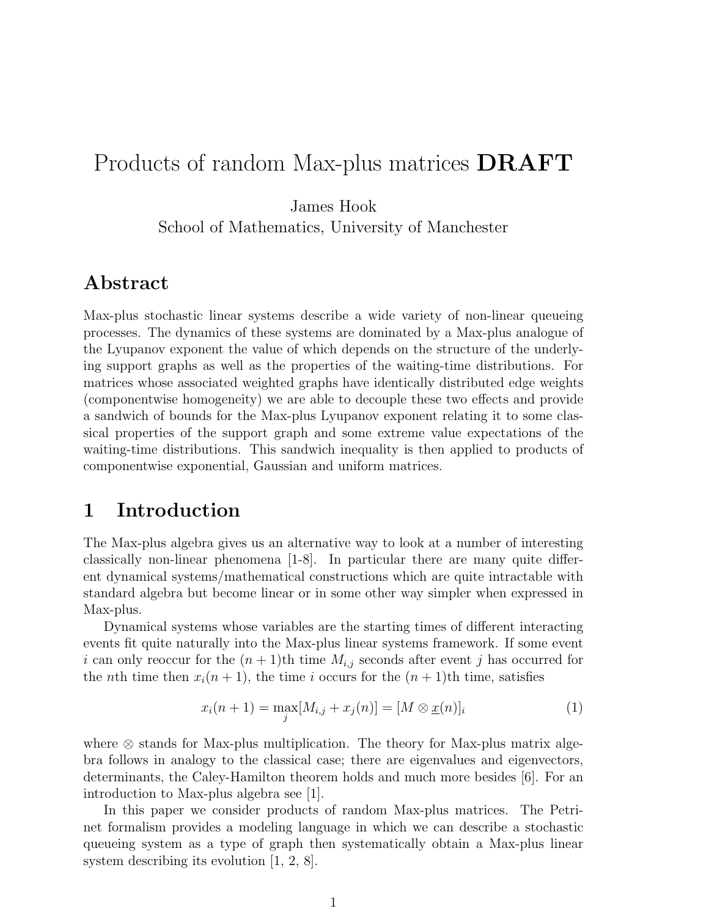# Products of random Max-plus matrices **DRAFT**

James Hook
School of Mathematics, University of Manchester

## Abstract

Max-plus stochastic linear systems describe a wide variety of non-linear queueing processes. The dynamics of these systems are dominated by a Max-plus analogue of the Lyupanov exponent the value of which depends on the structure of the underlying support graphs as well as the properties of the waiting-time distributions. For matrices whose associated weighted graphs have identically distributed edge weights (componentwise homogeneity) we are able to decouple these two effects and provide a sandwich of bounds for the Max-plus Lyupanov exponent relating it to some classical properties of the support graph and some extreme value expectations of the waiting-time distributions. This sandwich inequality is then applied to products of componentwise exponential, Gaussian and uniform matrices.

## 1 Introduction

The Max-plus algebra gives us an alternative way to look at a number of interesting classically non-linear phenomena [1-8]. In particular there are many quite different dynamical systems/mathematical constructions which are quite intractable with standard algebra but become linear or in some other way simpler when expressed in Max-plus.

Dynamical systems whose variables are the starting times of different interacting events fit quite naturally into the Max-plus linear systems framework. If some event $i$ can only reoccur for the $(n+1)$th time $M_{i,j}$ seconds after event $j$ has occurred for the $n$th time then $x_i(n+1)$, the time $i$ occurs for the $(n+1)$th time, satisfies

$$x_i(n+1) = \max_j [M_{i,j} + x_j(n)] = [M \otimes \underline{x}(n)]_i \tag{1}$$

where $\otimes$ stands for Max-plus multiplication. The theory for Max-plus matrix algebra follows in analogy to the classical case; there are eigenvalues and eigenvectors, determinants, the Caley-Hamilton theorem holds and much more besides [6]. For an introduction to Max-plus algebra see [1].

In this paper we consider products of random Max-plus matrices. The Petri-net formalism provides a modeling language in which we can describe a stochastic queueing system as a type of graph then systematically obtain a Max-plus linear system describing its evolution [1, 2, 8].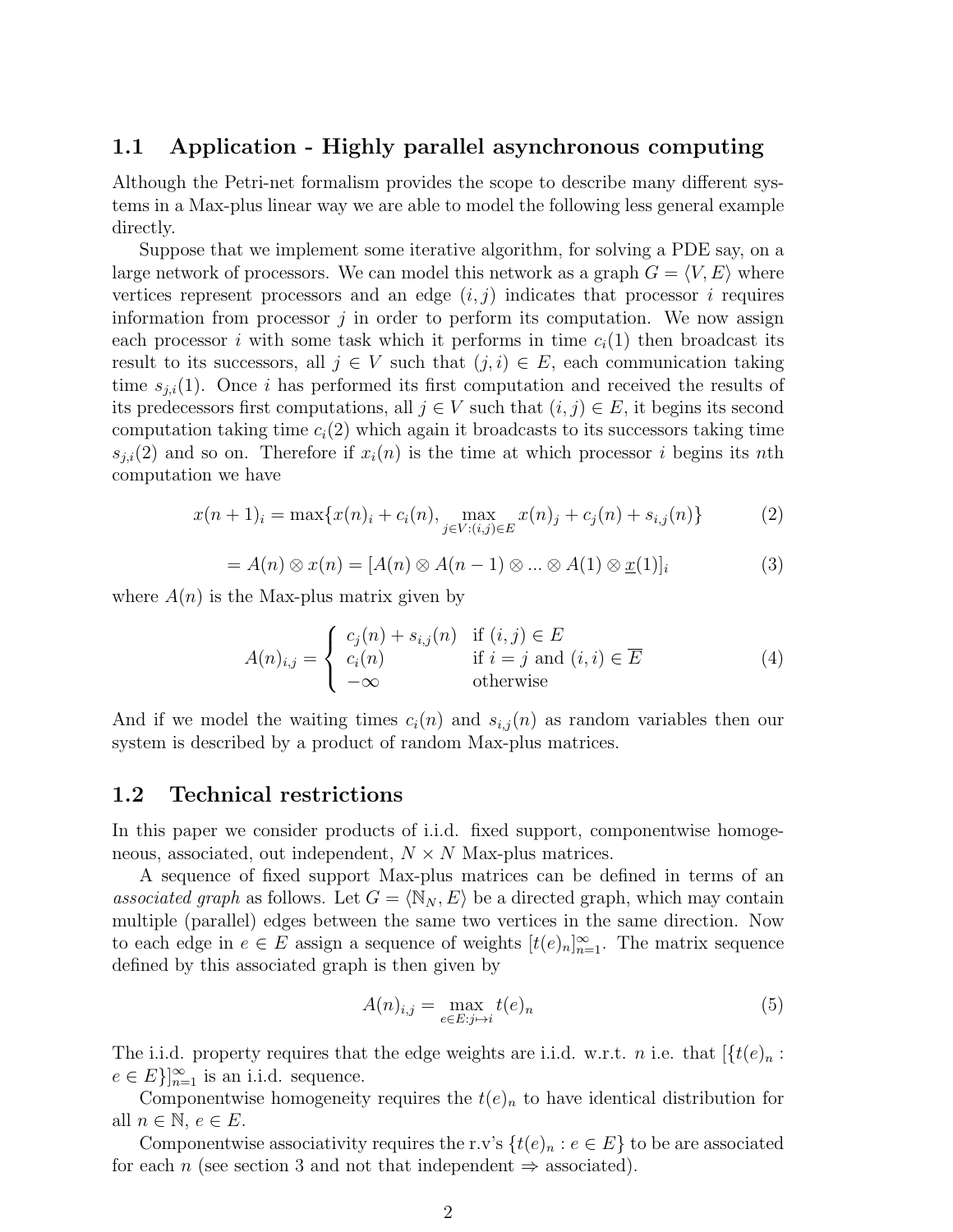## 1.1 Application - Highly parallel asynchronous computing

Although the Petri-net formalism provides the scope to describe many different systems in a Max-plus linear way we are able to model the following less general example directly.

Suppose that we implement some iterative algorithm, for solving a PDE say, on a large network of processors. We can model this network as a graph $G = \langle V, E \rangle$ where vertices represent processors and an edge $(i, j)$ indicates that processor $i$ requires information from processor $j$ in order to perform its computation. We now assign each processor $i$ with some task which it performs in time $c_i(1)$ then broadcast its result to its successors, all $j \in V$ such that $(j, i) \in E$, each communication taking time $s_{j,i}(1)$. Once $i$ has performed its first computation and received the results of its predecessors first computations, all $j \in V$ such that $(i, j) \in E$, it begins its second computation taking time $c_i(2)$ which again it broadcasts to its successors taking time $s_{j,i}(2)$ and so on. Therefore if $x_i(n)$ is the time at which processor $i$ begins its $n$th computation we have

$$x(n+1)_i = \max\{x(n)_i + c_i(n), \max_{j \in V:(i,j) \in E} x(n)_j + c_j(n) + s_{i,j}(n)\} \tag{2}$$

$$= A(n) \otimes x(n) = [A(n) \otimes A(n-1) \otimes ... \otimes A(1) \otimes \underline{x}(1)]_i \tag{3}$$

where $A(n)$ is the Max-plus matrix given by

$$A(n)_{i,j} = \begin{cases} c_j(n) + s_{i,j}(n) & \text{if } (i,j) \in E \\ c_i(n) & \text{if } i = j \text{ and } (i,i) \in \overline{E} \\ -\infty & \text{otherwise} \end{cases} \tag{4}$$

And if we model the waiting times $c_i(n)$ and $s_{i,j}(n)$ as random variables then our system is described by a product of random Max-plus matrices.

## 1.2 Technical restrictions

In this paper we consider products of i.i.d. fixed support, componentwise homogeneous, associated, out independent, $N \times N$ Max-plus matrices.

A sequence of fixed support Max-plus matrices can be defined in terms of an *associated graph* as follows. Let $G = \langle \mathbb{N}_N, E \rangle$ be a directed graph, which may contain multiple (parallel) edges between the same two vertices in the same direction. Now to each edge in $e \in E$ assign a sequence of weights $[t(e)_n]_{n=1}^{\infty}$. The matrix sequence defined by this associated graph is then given by

$$A(n)_{i,j} = \max_{e \in E: j \mapsto i} t(e)_n \tag{5}$$

The i.i.d. property requires that the edge weights are i.i.d. w.r.t. $n$ i.e. that $[\{t(e)_n : e \in E\}]_{n=1}^{\infty}$ is an i.i.d. sequence.

Componentwise homogeneity requires the $t(e)_n$ to have identical distribution for all $n \in \mathbb{N}$, $e \in E$.

Componentwise associativity requires the r.v's $\{t(e)_n : e \in E\}$ to be are associated for each $n$ (see section 3 and not that independent $\Rightarrow$ associated).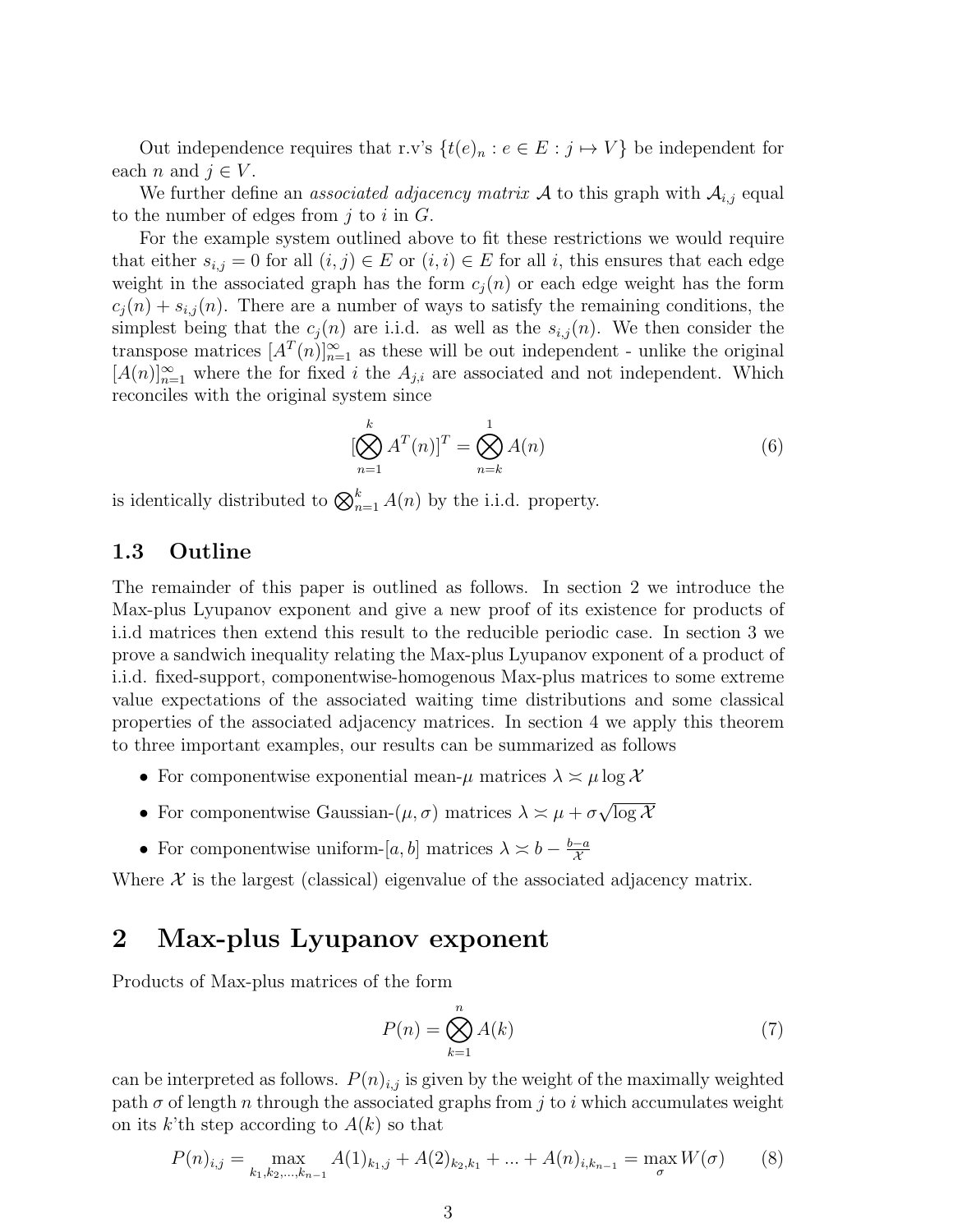Out independence requires that r.v's $\{t(e)_n : e \in E : j \mapsto V\}$ be independent for each $n$ and $j \in V$.

We further define an *associated adjacency matrix* $\mathcal{A}$ to this graph with $\mathcal{A}_{i,j}$ equal to the number of edges from $j$ to $i$ in $G$.

For the example system outlined above to fit these restrictions we would require that either $s_{i,j} = 0$ for all $(i,j) \in E$ or $(i,i) \in E$ for all $i$, this ensures that each edge weight in the associated graph has the form $c_j(n)$ or each edge weight has the form $c_j(n) + s_{i,j}(n)$. There are a number of ways to satisfy the remaining conditions, the simplest being that the $c_j(n)$ are i.i.d. as well as the $s_{i,j}(n)$. We then consider the transpose matrices $[A^T(n)]_{n=1}^{\infty}$ as these will be out independent - unlike the original $[A(n)]_{n=1}^{\infty}$ where the for fixed $i$ the $A_{j,i}$ are associated and not independent. Which reconciles with the original system since

$$[\bigotimes_{n=1}^{k} A^T(n)]^T = \bigotimes_{n=k}^{1} A(n) \tag{6}$$

is identically distributed to $\bigotimes_{n=1}^{k} A(n)$ by the i.i.d. property.

### 1.3 Outline

The remainder of this paper is outlined as follows. In section 2 we introduce the Max-plus Lyupanov exponent and give a new proof of its existence for products of i.i.d matrices then extend this result to the reducible periodic case. In section 3 we prove a sandwich inequality relating the Max-plus Lyupanov exponent of a product of i.i.d. fixed-support, componentwise-homogenous Max-plus matrices to some extreme value expectations of the associated waiting time distributions and some classical properties of the associated adjacency matrices. In section 4 we apply this theorem to three important examples, our results can be summarized as follows

- For componentwise exponential mean-$\mu$ matrices $\lambda \asymp \mu \log \mathcal{X}$
- For componentwise Gaussian-$(\mu, \sigma)$ matrices $\lambda \asymp \mu + \sigma\sqrt{\log \mathcal{X}}$
- For componentwise uniform-$[a,b]$ matrices $\lambda \asymp b - \frac{b-a}{\mathcal{X}}$

Where $\mathcal{X}$ is the largest (classical) eigenvalue of the associated adjacency matrix.

## 2 Max-plus Lyupanov exponent

Products of Max-plus matrices of the form

$$P(n) = \bigotimes_{k=1}^{n} A(k) \tag{7}$$

can be interpreted as follows. $P(n)_{i,j}$ is given by the weight of the maximally weighted path $\sigma$ of length $n$ through the associated graphs from $j$ to $i$ which accumulates weight on its $k$'th step according to $A(k)$ so that

$$P(n)_{i,j} = \max_{k_1,k_2,\ldots,k_{n-1}} A(1)_{k_1,j} + A(2)_{k_2,k_1} + \ldots + A(n)_{i,k_{n-1}} = \max_{\sigma} W(\sigma) \tag{8}$$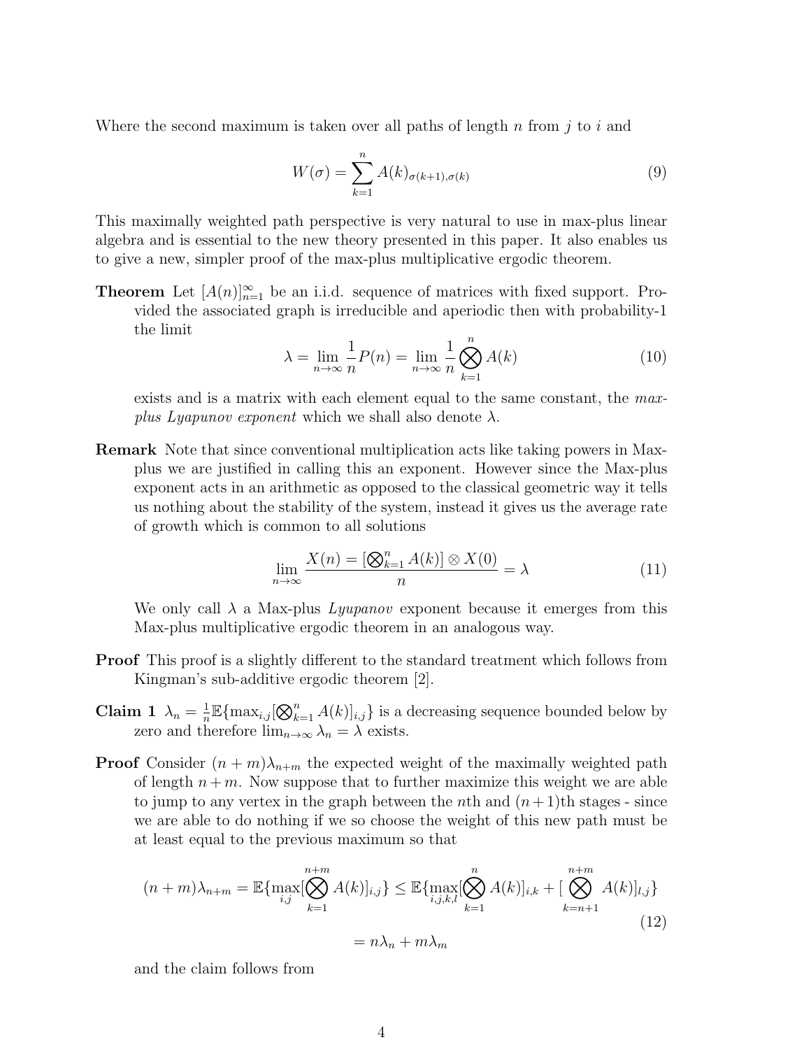Where the second maximum is taken over all paths of length $n$ from $j$ to $i$ and

$$W(\sigma) = \sum_{k=1}^{n} A(k)_{\sigma(k+1),\sigma(k)} \tag{9}$$

This maximally weighted path perspective is very natural to use in max-plus linear algebra and is essential to the new theory presented in this paper. It also enables us to give a new, simpler proof of the max-plus multiplicative ergodic theorem.

**Theorem** Let $[A(n)]_{n=1}^{\infty}$ be an i.i.d. sequence of matrices with fixed support. Provided the associated graph is irreducible and aperiodic then with probability-1 the limit

$$\lambda = \lim_{n\to\infty} \frac{1}{n} P(n) = \lim_{n\to\infty} \frac{1}{n} \bigotimes_{k=1}^{n} A(k) \tag{10}$$

exists and is a matrix with each element equal to the same constant, the *max-plus Lyapunov exponent* which we shall also denote $\lambda$.

**Remark** Note that since conventional multiplication acts like taking powers in Max-plus we are justified in calling this an exponent. However since the Max-plus exponent acts in an arithmetic as opposed to the classical geometric way it tells us nothing about the stability of the system, instead it gives us the average rate of growth which is common to all solutions

$$\lim_{n\to\infty} \frac{X(n) = [\bigotimes_{k=1}^{n} A(k)] \otimes X(0)}{n} = \lambda \tag{11}$$

We only call $\lambda$ a Max-plus *Lyupanov* exponent because it emerges from this Max-plus multiplicative ergodic theorem in an analogous way.

**Proof** This proof is a slightly different to the standard treatment which follows from Kingman's sub-additive ergodic theorem [2].

**Claim 1** $\lambda_n = \frac{1}{n}\mathbb{E}\{\max_{i,j}[\bigotimes_{k=1}^{n} A(k)]_{i,j}\}$ is a decreasing sequence bounded below by zero and therefore $\lim_{n\to\infty} \lambda_n = \lambda$ exists.

**Proof** Consider $(n+m)\lambda_{n+m}$ the expected weight of the maximally weighted path of length $n+m$. Now suppose that to further maximize this weight we are able to jump to any vertex in the graph between the $n$th and $(n+1)$th stages - since we are able to do nothing if we so choose the weight of this new path must be at least equal to the previous maximum so that

$$(n+m)\lambda_{n+m} = \mathbb{E}\{\max_{i,j}[\bigotimes_{k=1}^{n+m} A(k)]_{i,j}\} \leq \mathbb{E}\{\max_{i,j,k,l}[\bigotimes_{k=1}^{n} A(k)]_{i,k} + [\bigotimes_{k=n+1}^{n+m} A(k)]_{l,j}\} \tag{12}$$
$$= n\lambda_n + m\lambda_m$$

and the claim follows from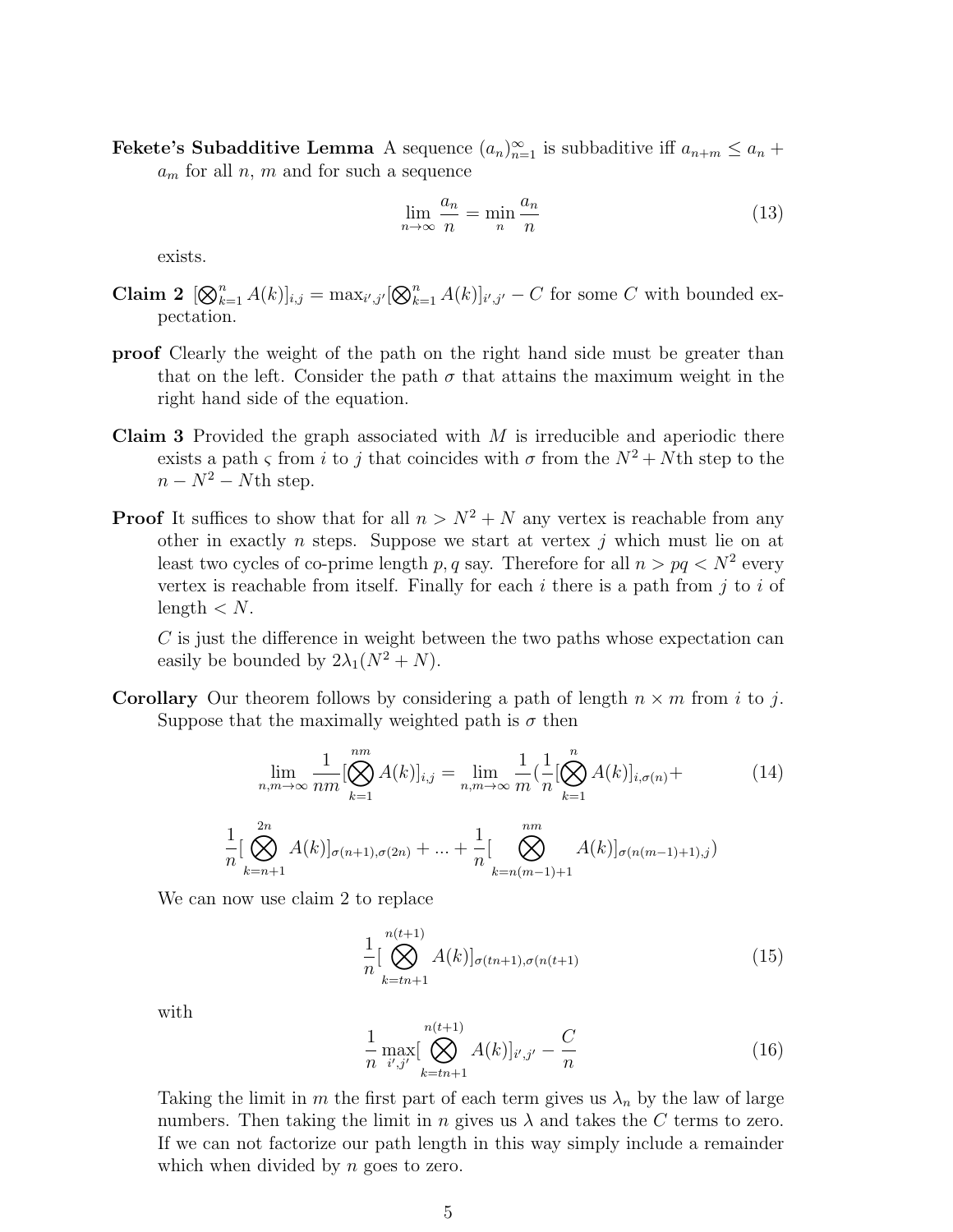**Fekete's Subadditive Lemma** A sequence $(a_n)_{n=1}^{\infty}$ is subbaditive iff $a_{n+m} \leq a_n + a_m$ for all $n$, $m$ and for such a sequence

$$\lim_{n\to\infty} \frac{a_n}{n} = \min_n \frac{a_n}{n} \tag{13}$$

exists.

**Claim 2** $[\bigotimes_{k=1}^{n} A(k)]_{i,j} = \max_{i',j'}[\bigotimes_{k=1}^{n} A(k)]_{i',j'} - C$ for some $C$ with bounded expectation.

**proof** Clearly the weight of the path on the right hand side must be greater than that on the left. Consider the path $\sigma$ that attains the maximum weight in the right hand side of the equation.

**Claim 3** Provided the graph associated with $M$ is irreducible and aperiodic there exists a path $\varsigma$ from $i$ to $j$ that coincides with $\sigma$ from the $N^2 + N$th step to the $n - N^2 - N$th step.

**Proof** It suffices to show that for all $n > N^2 + N$ any vertex is reachable from any other in exactly $n$ steps. Suppose we start at vertex $j$ which must lie on at least two cycles of co-prime length $p, q$ say. Therefore for all $n > pq < N^2$ every vertex is reachable from itself. Finally for each $i$ there is a path from $j$ to $i$ of length $< N$.

$C$ is just the difference in weight between the two paths whose expectation can easily be bounded by $2\lambda_1(N^2 + N)$.

**Corollary** Our theorem follows by considering a path of length $n \times m$ from $i$ to $j$. Suppose that the maximally weighted path is $\sigma$ then

$$\lim_{n,m\to\infty} \frac{1}{nm}[\bigotimes_{k=1}^{nm} A(k)]_{i,j} = \lim_{n,m\to\infty} \frac{1}{m}(\frac{1}{n}[\bigotimes_{k=1}^{n} A(k)]_{i,\sigma(n)} + \tag{14}$$

$$\frac{1}{n}[\bigotimes_{k=n+1}^{2n} A(k)]_{\sigma(n+1),\sigma(2n)} + ... + \frac{1}{n}[\bigotimes_{k=n(m-1)+1}^{nm} A(k)]_{\sigma(n(m-1)+1),j})$$

We can now use claim 2 to replace

$$\frac{1}{n}[\bigotimes_{k=tn+1}^{n(t+1)} A(k)]_{\sigma(tn+1),\sigma(n(t+1))} \tag{15}$$

with

$$\frac{1}{n}\max_{i',j'}[\bigotimes_{k=tn+1}^{n(t+1)} A(k)]_{i',j'} - \frac{C}{n} \tag{16}$$

Taking the limit in $m$ the first part of each term gives us $\lambda_n$ by the law of large numbers. Then taking the limit in $n$ gives us $\lambda$ and takes the $C$ terms to zero. If we can not factorize our path length in this way simply include a remainder which when divided by $n$ goes to zero.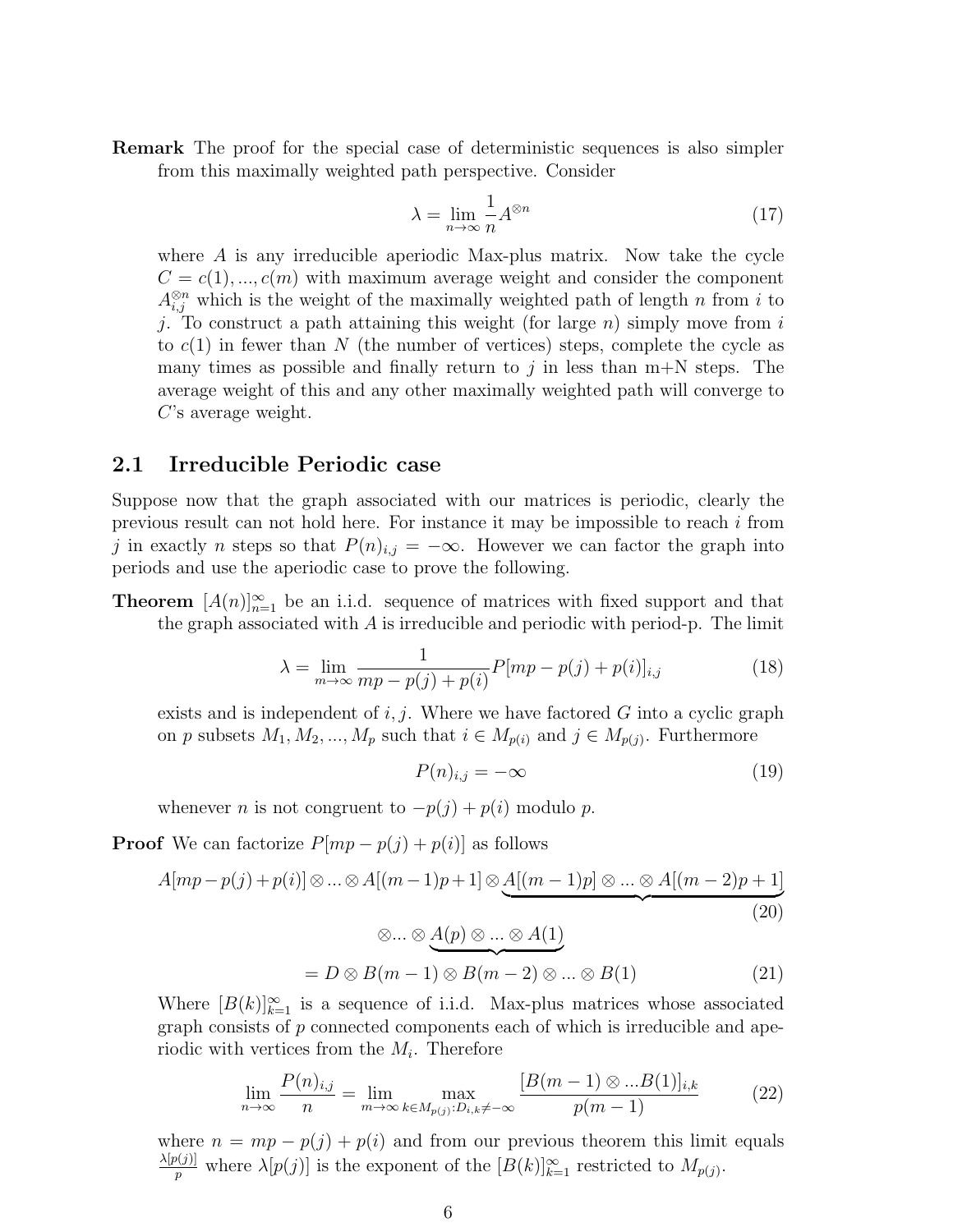**Remark** The proof for the special case of deterministic sequences is also simpler from this maximally weighted path perspective. Consider

$$\lambda = \lim_{n\to\infty} \frac{1}{n} A^{\otimes n} \tag{17}$$

where $A$ is any irreducible aperiodic Max-plus matrix. Now take the cycle $C = c(1), ..., c(m)$ with maximum average weight and consider the component $A^{\otimes n}_{i,j}$ which is the weight of the maximally weighted path of length $n$ from $i$ to $j$. To construct a path attaining this weight (for large $n$) simply move from $i$ to $c(1)$ in fewer than $N$ (the number of vertices) steps, complete the cycle as many times as possible and finally return to $j$ in less than m+N steps. The average weight of this and any other maximally weighted path will converge to $C$'s average weight.

## 2.1 Irreducible Periodic case

Suppose now that the graph associated with our matrices is periodic, clearly the previous result can not hold here. For instance it may be impossible to reach $i$ from $j$ in exactly $n$ steps so that $P(n)_{i,j} = -\infty$. However we can factor the graph into periods and use the aperiodic case to prove the following.

**Theorem** $[A(n)]_{n=1}^{\infty}$ be an i.i.d. sequence of matrices with fixed support and that the graph associated with $A$ is irreducible and periodic with period-p. The limit

$$\lambda = \lim_{m\to\infty} \frac{1}{mp - p(j) + p(i)} P[mp - p(j) + p(i)]_{i,j} \tag{18}$$

exists and is independent of $i, j$. Where we have factored $G$ into a cyclic graph on $p$ subsets $M_1, M_2, ..., M_p$ such that $i \in M_{p(i)}$ and $j \in M_{p(j)}$. Furthermore

$$P(n)_{i,j} = -\infty \tag{19}$$

whenever $n$ is not congruent to $-p(j) + p(i)$ modulo $p$.

**Proof** We can factorize $P[mp - p(j) + p(i)]$ as follows

$$A[mp-p(j)+p(i)] \otimes ... \otimes A[(m-1)p+1] \otimes \underbrace{A[(m-1)p] \otimes ... \otimes A[(m-2)p+1]} \tag{20}$$

$$\otimes ... \otimes \underbrace{A(p) \otimes ... \otimes A(1)}$$

$$= D \otimes B(m-1) \otimes B(m-2) \otimes ... \otimes B(1) \tag{21}$$

Where $[B(k)]_{k=1}^{\infty}$ is a sequence of i.i.d. Max-plus matrices whose associated graph consists of $p$ connected components each of which is irreducible and aperiodic with vertices from the $M_i$. Therefore

$$\lim_{n\to\infty} \frac{P(n)_{i,j}}{n} = \lim_{m\to\infty} \max_{k \in M_{p(j)}: D_{i,k} \neq -\infty} \frac{[B(m-1) \otimes ... B(1)]_{i,k}}{p(m-1)} \tag{22}$$

where $n = mp - p(j) + p(i)$ and from our previous theorem this limit equals $\frac{\lambda[p(j)]}{p}$ where $\lambda[p(j)]$ is the exponent of the $[B(k)]_{k=1}^{\infty}$ restricted to $M_{p(j)}$.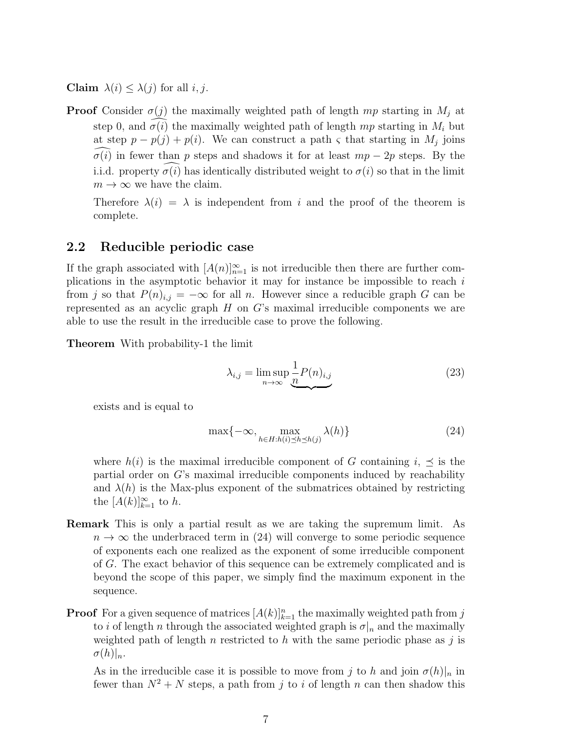**Claim** $\lambda(i) \leq \lambda(j)$ for all $i, j$.

**Proof** Consider $\sigma(j)$ the maximally weighted path of length $mp$ starting in $M_j$ at step 0, and $\widehat{\sigma(i)}$ the maximally weighted path of length $mp$ starting in $M_i$ but at step $p - p(j) + p(i)$. We can construct a path $\varsigma$ that starting in $M_j$ joins $\widehat{\sigma(i)}$ in fewer than $p$ steps and shadows it for at least $mp - 2p$ steps. By the i.i.d. property $\widehat{\sigma(i)}$ has identically distributed weight to $\sigma(i)$ so that in the limit $m \to \infty$ we have the claim.

Therefore $\lambda(i) = \lambda$ is independent from $i$ and the proof of the theorem is complete.

## 2.2 Reducible periodic case

If the graph associated with $[A(n)]_{n=1}^{\infty}$ is not irreducible then there are further complications in the asymptotic behavior it may for instance be impossible to reach $i$ from $j$ so that $P(n)_{i,j} = -\infty$ for all $n$. However since a reducible graph $G$ can be represented as an acyclic graph $H$ on $G$'s maximal irreducible components we are able to use the result in the irreducible case to prove the following.

**Theorem** With probability-1 the limit

$$\lambda_{i,j} = \limsup_{n\to\infty} \underbrace{\frac{1}{n} P(n)_{i,j}} \tag{23}$$

exists and is equal to

$$\max\{-\infty, \max_{h \in H : h(i) \preceq h \preceq h(j)} \lambda(h)\} \tag{24}$$

where $h(i)$ is the maximal irreducible component of $G$ containing $i$, $\preceq$ is the partial order on $G$'s maximal irreducible components induced by reachability and $\lambda(h)$ is the Max-plus exponent of the submatrices obtained by restricting the $[A(k)]_{k=1}^{\infty}$ to $h$.

**Remark** This is only a partial result as we are taking the supremum limit. As $n \to \infty$ the underbraced term in (24) will converge to some periodic sequence of exponents each one realized as the exponent of some irreducible component of $G$. The exact behavior of this sequence can be extremely complicated and is beyond the scope of this paper, we simply find the maximum exponent in the sequence.

**Proof** For a given sequence of matrices $[A(k)]_{k=1}^{n}$ the maximally weighted path from $j$ to $i$ of length $n$ through the associated weighted graph is $\sigma|_n$ and the maximally weighted path of length $n$ restricted to $h$ with the same periodic phase as $j$ is $\sigma(h)|_n$.

As in the irreducible case it is possible to move from $j$ to $h$ and join $\sigma(h)|_n$ in fewer than $N^2 + N$ steps, a path from $j$ to $i$ of length $n$ can then shadow this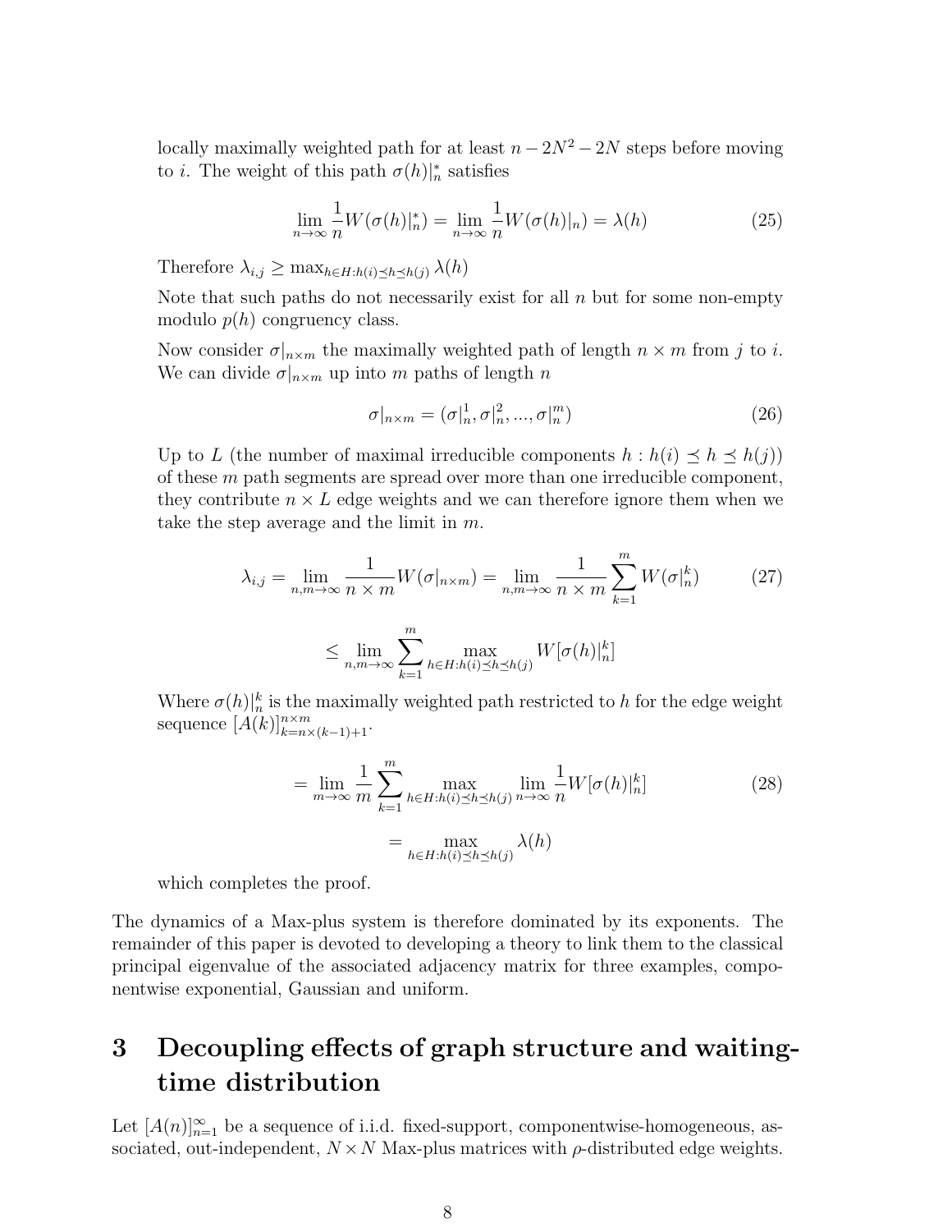locally maximally weighted path for at least $n - 2N^2 - 2N$ steps before moving to $i$. The weight of this path $\sigma(h)|_n^*$ satisfies

$$\lim_{n\to\infty} \frac{1}{n} W(\sigma(h)|_n^*) = \lim_{n\to\infty} \frac{1}{n} W(\sigma(h)|_n) = \lambda(h) \tag{25}$$

Therefore $\lambda_{i,j} \geq \max_{h \in H: h(i) \preceq h \preceq h(j)} \lambda(h)$

Note that such paths do not necessarily exist for all $n$ but for some non-empty modulo $p(h)$ congruency class.

Now consider $\sigma|_{n\times m}$ the maximally weighted path of length $n \times m$ from $j$ to $i$. We can divide $\sigma|_{n\times m}$ up into $m$ paths of length $n$

$$\sigma|_{n\times m} = (\sigma|_n^1, \sigma|_n^2, ..., \sigma|_n^m) \tag{26}$$

Up to $L$ (the number of maximal irreducible components $h : h(i) \preceq h \preceq h(j)$) of these $m$ path segments are spread over more than one irreducible component, they contribute $n \times L$ edge weights and we can therefore ignore them when we take the step average and the limit in $m$.

$$\lambda_{i,j} = \lim_{n,m\to\infty} \frac{1}{n \times m} W(\sigma|_{n\times m}) = \lim_{n,m\to\infty} \frac{1}{n \times m} \sum_{k=1}^{m} W(\sigma|_n^k) \tag{27}$$

$$\leq \lim_{n,m\to\infty} \sum_{k=1}^{m} \max_{h \in H: h(i) \preceq h \preceq h(j)} W[\sigma(h)|_n^k]$$

Where $\sigma(h)|_n^k$ is the maximally weighted path restricted to $h$ for the edge weight sequence $[A(k)]_{k=n\times(k-1)+1}^{n\times m}$.

$$= \lim_{m\to\infty} \frac{1}{m} \sum_{k=1}^{m} \max_{h \in H: h(i) \preceq h \preceq h(j)} \lim_{n\to\infty} \frac{1}{n} W[\sigma(h)|_n^k] \tag{28}$$

$$= \max_{h \in H: h(i) \preceq h \preceq h(j)} \lambda(h)$$

which completes the proof.

The dynamics of a Max-plus system is therefore dominated by its exponents. The remainder of this paper is devoted to developing a theory to link them to the classical principal eigenvalue of the associated adjacency matrix for three examples, componentwise exponential, Gaussian and uniform.

# 3 Decoupling effects of graph structure and waiting-time distribution

Let $[A(n)]_{n=1}^{\infty}$ be a sequence of i.i.d. fixed-support, componentwise-homogeneous, associated, out-independent, $N \times N$ Max-plus matrices with $\rho$-distributed edge weights.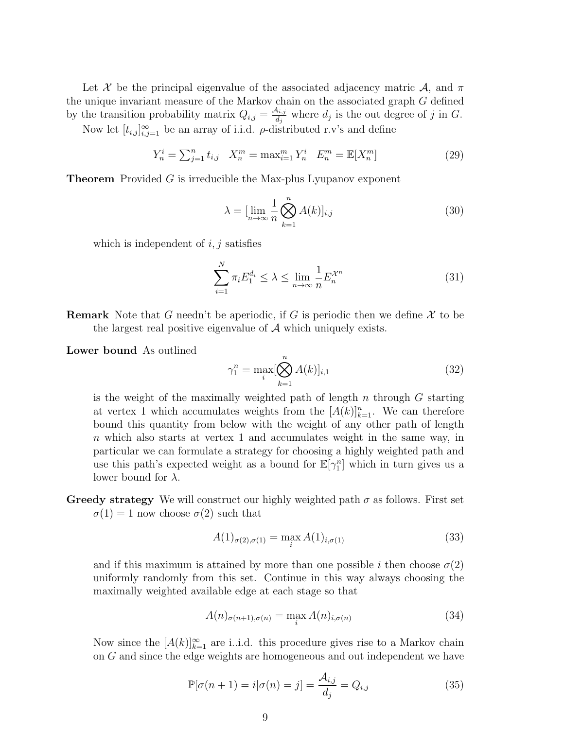Let $\mathcal{X}$ be the principal eigenvalue of the associated adjacency matric $\mathcal{A}$, and $\pi$ the unique invariant measure of the Markov chain on the associated graph $G$ defined by the transition probability matrix $Q_{i,j} = \frac{\mathcal{A}_{i,j}}{d_j}$ where $d_j$ is the out degree of $j$ in $G$.

Now let $[t_{i,j}]_{i,j=1}^{\infty}$ be an array of i.i.d. $\rho$-distributed r.v's and define

$$Y_n^i = \sum_{j=1}^{n} t_{i,j} \quad X_n^m = \max_{i=1}^{m} Y_n^i \quad E_n^m = \mathbb{E}[X_n^m] \tag{29}$$

**Theorem** Provided $G$ is irreducible the Max-plus Lyupanov exponent

$$\lambda = [\lim_{n\to\infty} \frac{1}{n} \bigotimes_{k=1}^{n} A(k)]_{i,j} \tag{30}$$

which is independent of $i, j$ satisfies

$$\sum_{i=1}^{N} \pi_i E_1^{d_i} \leq \lambda \leq \lim_{n\to\infty} \frac{1}{n} E_n^{\mathcal{X}^n} \tag{31}$$

**Remark** Note that $G$ needn't be aperiodic, if $G$ is periodic then we define $\mathcal{X}$ to be the largest real positive eigenvalue of $\mathcal{A}$ which uniquely exists.

**Lower bound** As outlined

$$\gamma_1^n = \max_i [\bigotimes_{k=1}^{n} A(k)]_{i,1} \tag{32}$$

is the weight of the maximally weighted path of length $n$ through $G$ starting at vertex 1 which accumulates weights from the $[A(k)]_{k=1}^n$. We can therefore bound this quantity from below with the weight of any other path of length $n$ which also starts at vertex 1 and accumulates weight in the same way, in particular we can formulate a strategy for choosing a highly weighted path and use this path's expected weight as a bound for $\mathbb{E}[\gamma_1^n]$ which in turn gives us a lower bound for $\lambda$.

**Greedy strategy** We will construct our highly weighted path $\sigma$ as follows. First set $\sigma(1) = 1$ now choose $\sigma(2)$ such that

$$A(1)_{\sigma(2),\sigma(1)} = \max_i A(1)_{i,\sigma(1)} \tag{33}$$

and if this maximum is attained by more than one possible $i$ then choose $\sigma(2)$ uniformly randomly from this set. Continue in this way always choosing the maximally weighted available edge at each stage so that

$$A(n)_{\sigma(n+1),\sigma(n)} = \max_i A(n)_{i,\sigma(n)} \tag{34}$$

Now since the $[A(k)]_{k=1}^{\infty}$ are i..i.d. this procedure gives rise to a Markov chain on $G$ and since the edge weights are homogeneous and out independent we have

$$\mathbb{P}[\sigma(n+1) = i | \sigma(n) = j] = \frac{\mathcal{A}_{i,j}}{d_j} = Q_{i,j} \tag{35}$$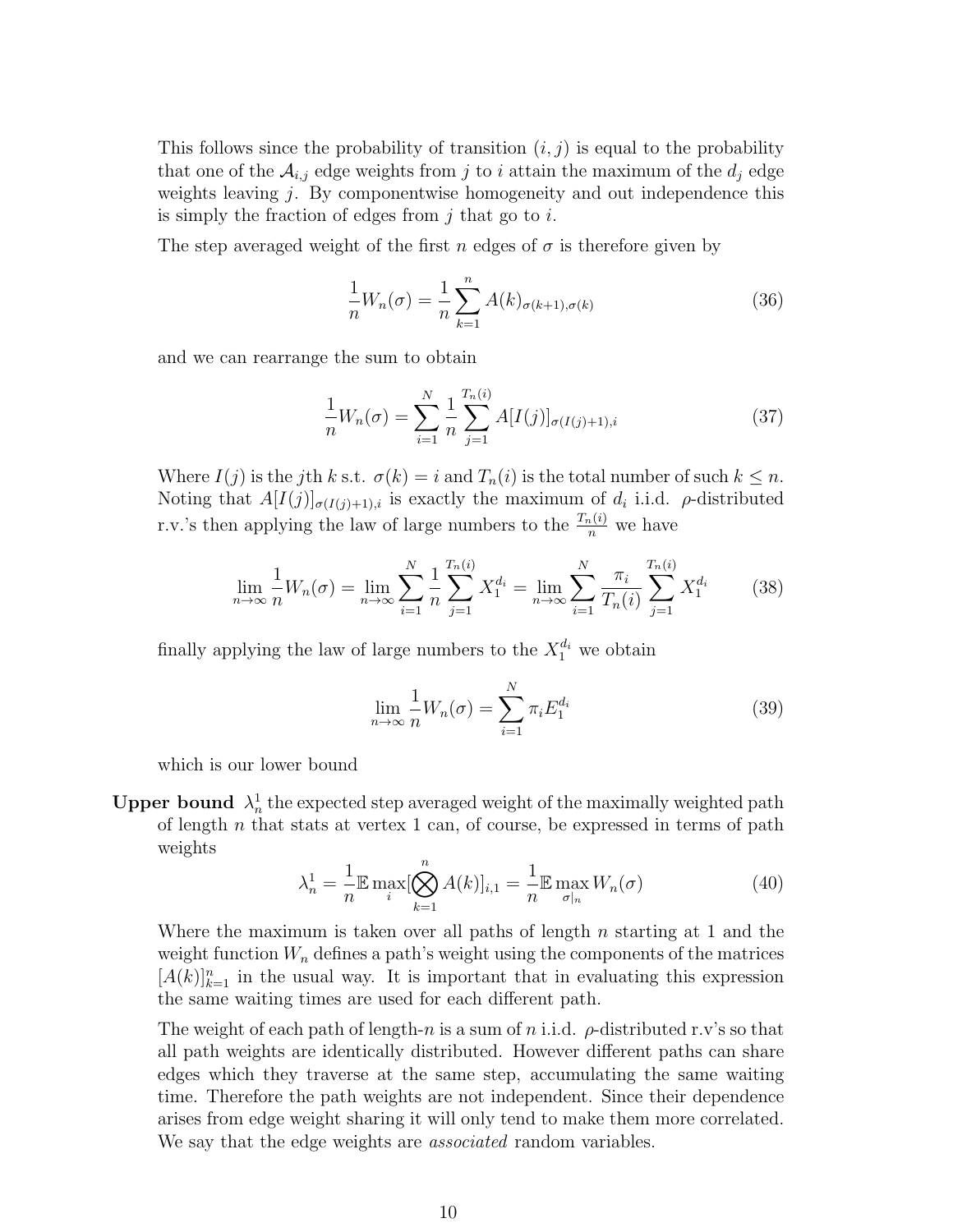This follows since the probability of transition $(i, j)$ is equal to the probability that one of the $\mathcal{A}_{i,j}$ edge weights from $j$ to $i$ attain the maximum of the $d_j$ edge weights leaving $j$. By componentwise homogeneity and out independence this is simply the fraction of edges from $j$ that go to $i$.

The step averaged weight of the first $n$ edges of $\sigma$ is therefore given by

$$\frac{1}{n}W_n(\sigma) = \frac{1}{n}\sum_{k=1}^{n} A(k)_{\sigma(k+1),\sigma(k)} \tag{36}$$

and we can rearrange the sum to obtain

$$\frac{1}{n}W_n(\sigma) = \sum_{i=1}^{N} \frac{1}{n}\sum_{j=1}^{T_n(i)} A[I(j)]_{\sigma(I(j)+1),i} \tag{37}$$

Where $I(j)$ is the $j$th $k$ s.t. $\sigma(k) = i$ and $T_n(i)$ is the total number of such $k \leq n$. Noting that $A[I(j)]_{\sigma(I(j)+1),i}$ is exactly the maximum of $d_i$ i.i.d. $\rho$-distributed r.v.'s then applying the law of large numbers to the $\frac{T_n(i)}{n}$ we have

$$\lim_{n\to\infty}\frac{1}{n}W_n(\sigma) = \lim_{n\to\infty}\sum_{i=1}^{N}\frac{1}{n}\sum_{j=1}^{T_n(i)} X_1^{d_i} = \lim_{n\to\infty}\sum_{i=1}^{N}\frac{\pi_i}{T_n(i)}\sum_{j=1}^{T_n(i)} X_1^{d_i} \tag{38}$$

finally applying the law of large numbers to the $X_1^{d_i}$ we obtain

$$\lim_{n\to\infty}\frac{1}{n}W_n(\sigma) = \sum_{i=1}^{N}\pi_i E_1^{d_i} \tag{39}$$

which is our lower bound

**Upper bound** $\lambda_n^1$ the expected step averaged weight of the maximally weighted path of length $n$ that stats at vertex 1 can, of course, be expressed in terms of path weights

$$\lambda_n^1 = \frac{1}{n}\mathbb{E}\max_i[\bigotimes_{k=1}^{n} A(k)]_{i,1} = \frac{1}{n}\mathbb{E}\max_{\sigma|_n} W_n(\sigma) \tag{40}$$

Where the maximum is taken over all paths of length $n$ starting at 1 and the weight function $W_n$ defines a path's weight using the components of the matrices $[A(k)]_{k=1}^n$ in the usual way. It is important that in evaluating this expression the same waiting times are used for each different path.

The weight of each path of length-$n$ is a sum of $n$ i.i.d. $\rho$-distributed r.v's so that all path weights are identically distributed. However different paths can share edges which they traverse at the same step, accumulating the same waiting time. Therefore the path weights are not independent. Since their dependence arises from edge weight sharing it will only tend to make them more correlated. We say that the edge weights are *associated* random variables.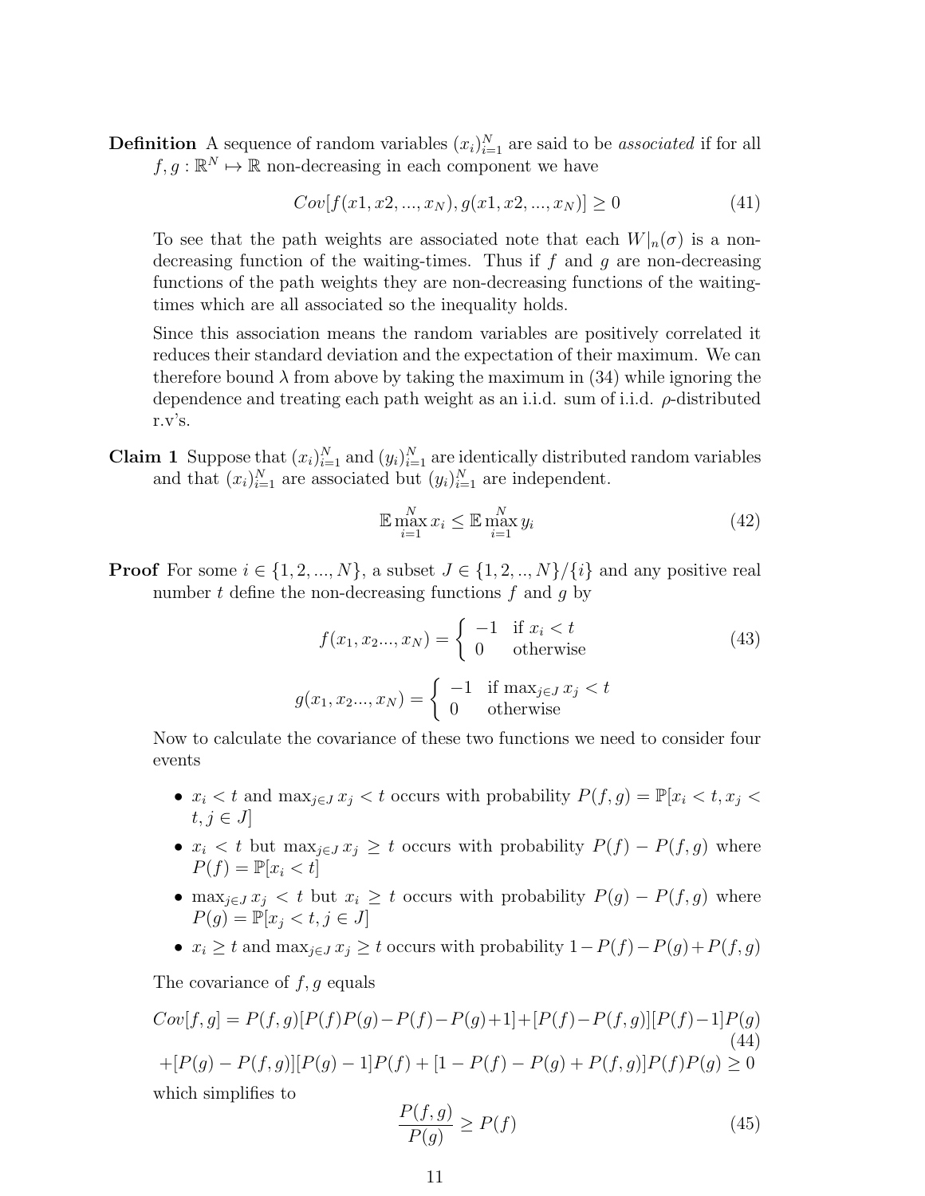**Definition** A sequence of random variables $(x_i)_{i=1}^N$ are said to be *associated* if for all $f, g : \mathbb{R}^N \mapsto \mathbb{R}$ non-decreasing in each component we have

$$Cov[f(x1, x2, ..., x_N), g(x1, x2, ..., x_N)] \geq 0 \tag{41}$$

To see that the path weights are associated note that each $W|_n(\sigma)$ is a non-decreasing function of the waiting-times. Thus if $f$ and $g$ are non-decreasing functions of the path weights they are non-decreasing functions of the waiting-times which are all associated so the inequality holds.

Since this association means the random variables are positively correlated it reduces their standard deviation and the expectation of their maximum. We can therefore bound $\lambda$ from above by taking the maximum in (34) while ignoring the dependence and treating each path weight as an i.i.d. sum of i.i.d. $\rho$-distributed r.v's.

**Claim 1** Suppose that $(x_i)_{i=1}^N$ and $(y_i)_{i=1}^N$ are identically distributed random variables and that $(x_i)_{i=1}^N$ are associated but $(y_i)_{i=1}^N$ are independent.

$$\mathbb{E} \max_{i=1}^N x_i \leq \mathbb{E} \max_{i=1}^N y_i \tag{42}$$

**Proof** For some $i \in \{1, 2, ..., N\}$, a subset $J \in \{1, 2, .., N\}/\{i\}$ and any positive real number $t$ define the non-decreasing functions $f$ and $g$ by

$$f(x_1, x_2..., x_N) = \begin{cases} -1 & \text{if } x_i < t \\ 0 & \text{otherwise} \end{cases} \tag{43}$$

$$g(x_1, x_2..., x_N) = \begin{cases} -1 & \text{if } \max_{j \in J} x_j < t \\ 0 & \text{otherwise} \end{cases}$$

Now to calculate the covariance of these two functions we need to consider four events

- $x_i < t$ and $\max_{j \in J} x_j < t$ occurs with probability $P(f, g) = \mathbb{P}[x_i < t, x_j < t, j \in J]$
- $x_i < t$ but $\max_{j \in J} x_j \geq t$ occurs with probability $P(f) - P(f, g)$ where $P(f) = \mathbb{P}[x_i < t]$
- $\max_{j \in J} x_j < t$ but $x_i \geq t$ occurs with probability $P(g) - P(f, g)$ where $P(g) = \mathbb{P}[x_j < t, j \in J]$
- $x_i \geq t$ and $\max_{j \in J} x_j \geq t$ occurs with probability $1 - P(f) - P(g) + P(f, g)$

The covariance of $f, g$ equals

$$Cov[f, g] = P(f, g)[P(f)P(g) - P(f) - P(g) + 1] + [P(f) - P(f, g)][P(f) - 1]P(g) \tag{44}$$
$$+ [P(g) - P(f, g)][P(g) - 1]P(f) + [1 - P(f) - P(g) + P(f, g)]P(f)P(g) \geq 0$$

which simplifies to

$$\frac{P(f, g)}{P(g)} \geq P(f) \tag{45}$$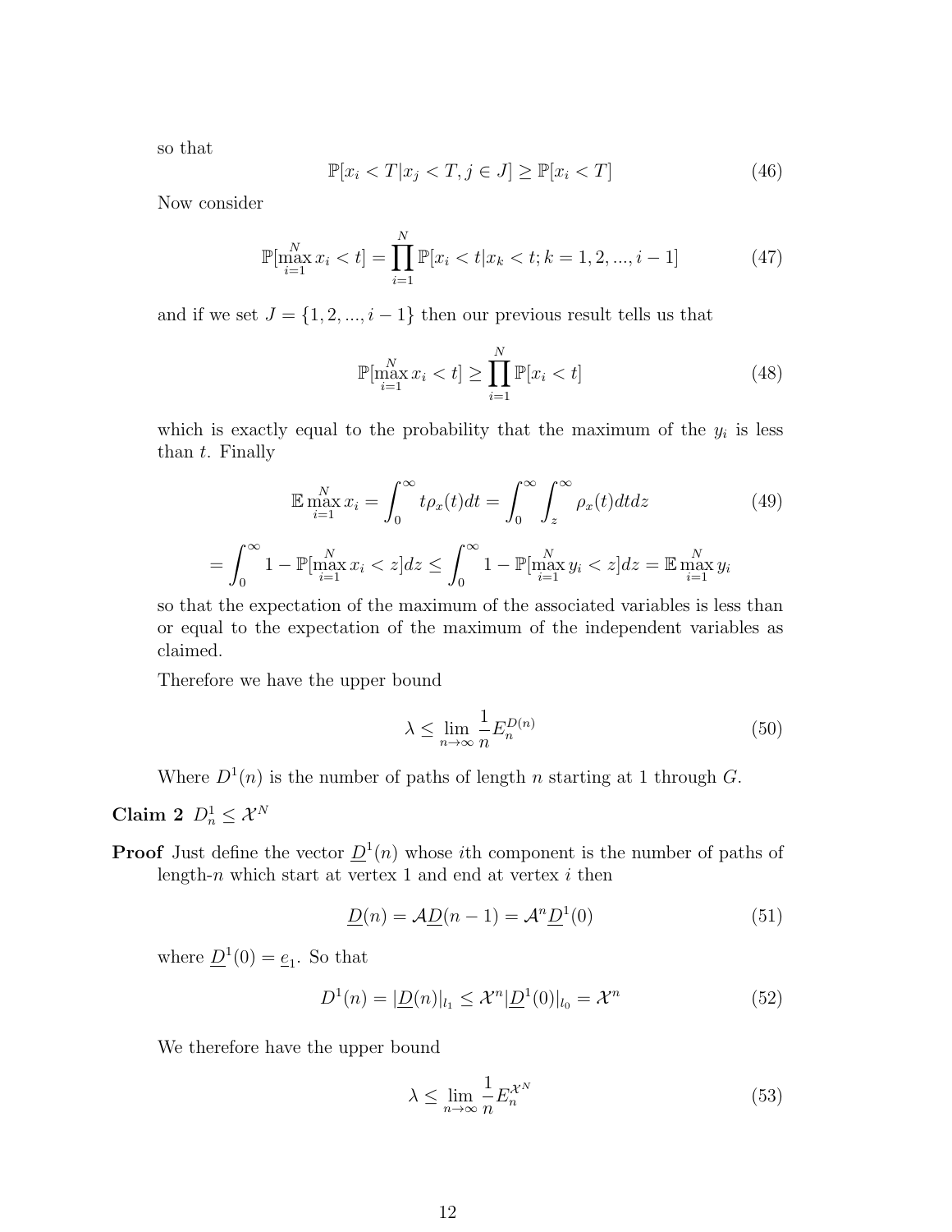so that

$$\mathbb{P}[x_i < T | x_j < T, j \in J] \geq \mathbb{P}[x_i < T] \tag{46}$$

Now consider

$$\mathbb{P}[\max_{i=1}^{N} x_i < t] = \prod_{i=1}^{N} \mathbb{P}[x_i < t | x_k < t; k = 1, 2, ..., i-1] \tag{47}$$

and if we set $J = \{1, 2, ..., i-1\}$ then our previous result tells us that

$$\mathbb{P}[\max_{i=1}^{N} x_i < t] \geq \prod_{i=1}^{N} \mathbb{P}[x_i < t] \tag{48}$$

which is exactly equal to the probability that the maximum of the $y_i$ is less than $t$. Finally

$$\mathbb{E} \max_{i=1}^{N} x_i = \int_0^\infty t \rho_x(t) dt = \int_0^\infty \int_z^\infty \rho_x(t) dt dz \tag{49}$$

$$= \int_0^\infty 1 - \mathbb{P}[\max_{i=1}^{N} x_i < z] dz \leq \int_0^\infty 1 - \mathbb{P}[\max_{i=1}^{N} y_i < z] dz = \mathbb{E} \max_{i=1}^{N} y_i$$

so that the expectation of the maximum of the associated variables is less than or equal to the expectation of the maximum of the independent variables as claimed.

Therefore we have the upper bound

$$\lambda \leq \lim_{n \to \infty} \frac{1}{n} E_n^{D(n)} \tag{50}$$

Where $D^1(n)$ is the number of paths of length $n$ starting at 1 through $G$.

**Claim 2** $D_n^1 \leq \mathcal{X}^N$

**Proof** Just define the vector $\underline{D}^1(n)$ whose $i$th component is the number of paths of length-$n$ which start at vertex 1 and end at vertex $i$ then

$$\underline{D}(n) = \mathcal{A} \underline{D}(n-1) = \mathcal{A}^n \underline{D}^1(0) \tag{51}$$

where $\underline{D}^1(0) = \underline{e}_1$. So that

$$D^1(n) = |\underline{D}(n)|_{l_1} \leq \mathcal{X}^n |\underline{D}^1(0)|_{l_0} = \mathcal{X}^n \tag{52}$$

We therefore have the upper bound

$$\lambda \leq \lim_{n \to \infty} \frac{1}{n} E_n^{\mathcal{X}^N} \tag{53}$$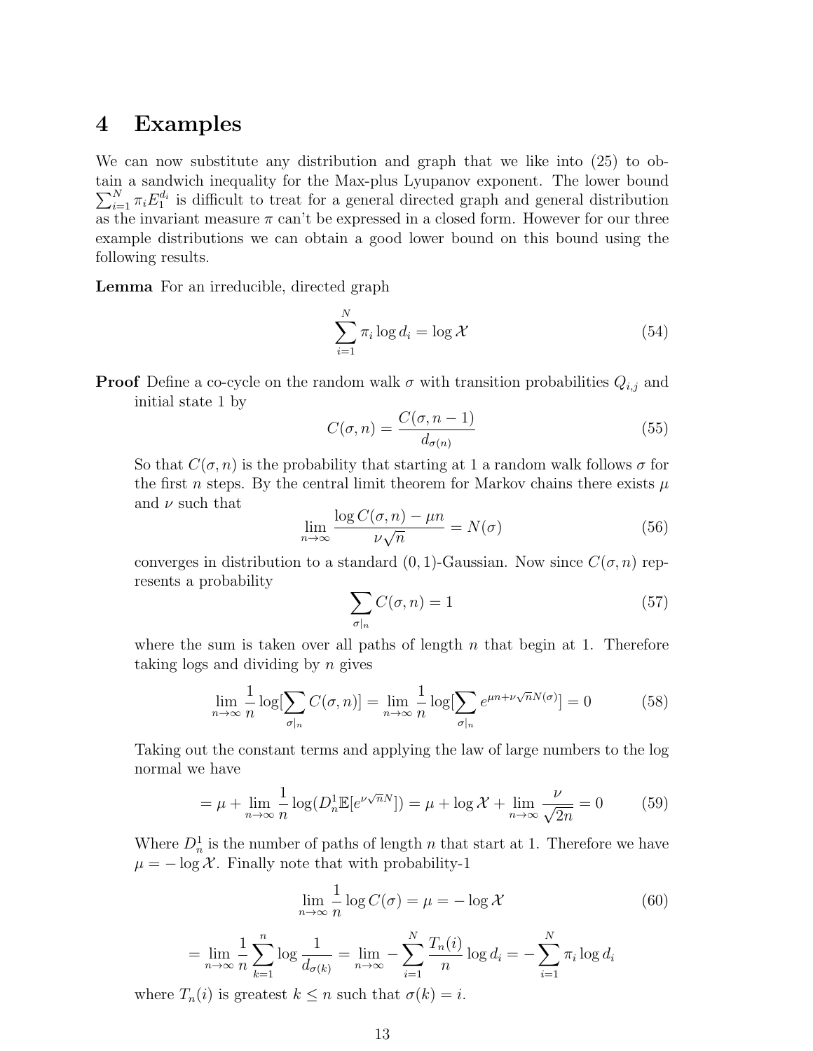# 4 Examples

We can now substitute any distribution and graph that we like into (25) to obtain a sandwich inequality for the Max-plus Lyupanov exponent. The lower bound $\sum_{i=1}^{N} \pi_i E_1^{d_i}$ is difficult to treat for a general directed graph and general distribution as the invariant measure $\pi$ can't be expressed in a closed form. However for our three example distributions we can obtain a good lower bound on this bound using the following results.

**Lemma** For an irreducible, directed graph

$$\sum_{i=1}^{N} \pi_i \log d_i = \log \mathcal{X} \tag{54}$$

**Proof** Define a co-cycle on the random walk $\sigma$ with transition probabilities $Q_{i,j}$ and initial state 1 by

$$C(\sigma, n) = \frac{C(\sigma, n-1)}{d_{\sigma(n)}} \tag{55}$$

So that $C(\sigma, n)$ is the probability that starting at 1 a random walk follows $\sigma$ for the first $n$ steps. By the central limit theorem for Markov chains there exists $\mu$ and $\nu$ such that

$$\lim_{n \to \infty} \frac{\log C(\sigma, n) - \mu n}{\nu \sqrt{n}} = N(\sigma) \tag{56}$$

converges in distribution to a standard $(0,1)$-Gaussian. Now since $C(\sigma, n)$ represents a probability

$$\sum_{\sigma|_n} C(\sigma, n) = 1 \tag{57}$$

where the sum is taken over all paths of length $n$ that begin at 1. Therefore taking logs and dividing by $n$ gives

$$\lim_{n \to \infty} \frac{1}{n} \log[\sum_{\sigma|_n} C(\sigma, n)] = \lim_{n \to \infty} \frac{1}{n} \log[\sum_{\sigma|_n} e^{\mu n + \nu \sqrt{n} N(\sigma)}] = 0 \tag{58}$$

Taking out the constant terms and applying the law of large numbers to the log normal we have

$$= \mu + \lim_{n \to \infty} \frac{1}{n} \log(D_n^1 \mathbb{E}[e^{\nu \sqrt{n} N}]) = \mu + \log \mathcal{X} + \lim_{n \to \infty} \frac{\nu}{\sqrt{2n}} = 0 \tag{59}$$

Where $D_n^1$ is the number of paths of length $n$ that start at 1. Therefore we have $\mu = -\log \mathcal{X}$. Finally note that with probability-1

$$\lim_{n \to \infty} \frac{1}{n} \log C(\sigma) = \mu = -\log \mathcal{X} \tag{60}$$

$$= \lim_{n \to \infty} \frac{1}{n} \sum_{k=1}^{n} \log \frac{1}{d_{\sigma(k)}} = \lim_{n \to \infty} -\sum_{i=1}^{N} \frac{T_n(i)}{n} \log d_i = -\sum_{i=1}^{N} \pi_i \log d_i$$

where $T_n(i)$ is greatest $k \leq n$ such that $\sigma(k) = i$.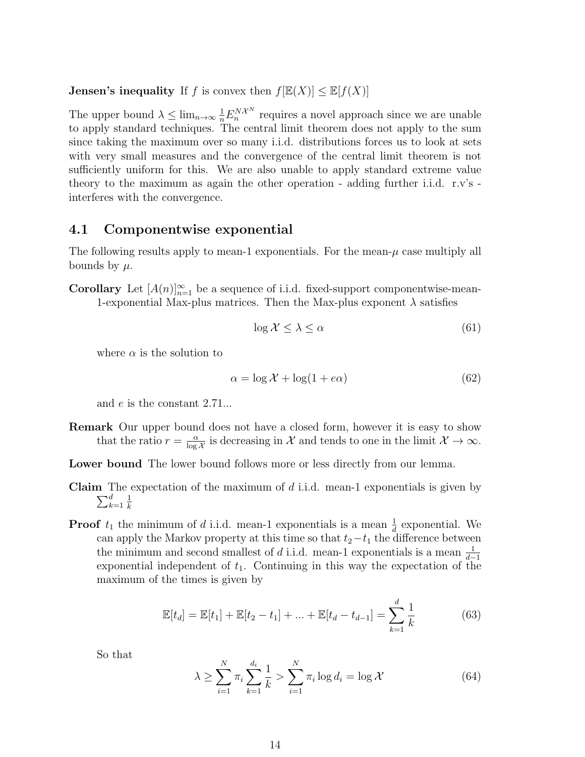**Jensen's inequality** If $f$ is convex then $f[\mathbb{E}(X)] \leq \mathbb{E}[f(X)]$

The upper bound $\lambda \leq \lim_{n\to\infty} \frac{1}{n} E_n^{N\mathcal{X}^N}$ requires a novel approach since we are unable to apply standard techniques. The central limit theorem does not apply to the sum since taking the maximum over so many i.i.d. distributions forces us to look at sets with very small measures and the convergence of the central limit theorem is not sufficiently uniform for this. We are also unable to apply standard extreme value theory to the maximum as again the other operation - adding further i.i.d. r.v's - interferes with the convergence.

## 4.1 Componentwise exponential

The following results apply to mean-1 exponentials. For the mean-$\mu$ case multiply all bounds by $\mu$.

**Corollary** Let $[A(n)]_{n=1}^{\infty}$ be a sequence of i.i.d. fixed-support componentwise-mean-1-exponential Max-plus matrices. Then the Max-plus exponent $\lambda$ satisfies

$$\log \mathcal{X} \leq \lambda \leq \alpha \tag{61}$$

where $\alpha$ is the solution to

$$\alpha = \log \mathcal{X} + \log(1 + e\alpha) \tag{62}$$

and $e$ is the constant 2.71...

**Remark** Our upper bound does not have a closed form, however it is easy to show that the ratio $r = \frac{\alpha}{\log \mathcal{X}}$ is decreasing in $\mathcal{X}$ and tends to one in the limit $\mathcal{X} \to \infty$.

**Lower bound** The lower bound follows more or less directly from our lemma.

**Claim** The expectation of the maximum of $d$ i.i.d. mean-1 exponentials is given by $\sum_{k=1}^{d} \frac{1}{k}$

**Proof** $t_1$ the minimum of $d$ i.i.d. mean-1 exponentials is a mean $\frac{1}{d}$ exponential. We can apply the Markov property at this time so that $t_2 - t_1$ the difference between the minimum and second smallest of $d$ i.i.d. mean-1 exponentials is a mean $\frac{1}{d-1}$ exponential independent of $t_1$. Continuing in this way the expectation of the maximum of the times is given by

$$\mathbb{E}[t_d] = \mathbb{E}[t_1] + \mathbb{E}[t_2 - t_1] + ... + \mathbb{E}[t_d - t_{d-1}] = \sum_{k=1}^{d} \frac{1}{k} \tag{63}$$

So that

$$\lambda \geq \sum_{i=1}^{N} \pi_i \sum_{k=1}^{d_i} \frac{1}{k} > \sum_{i=1}^{N} \pi_i \log d_i = \log \mathcal{X} \tag{64}$$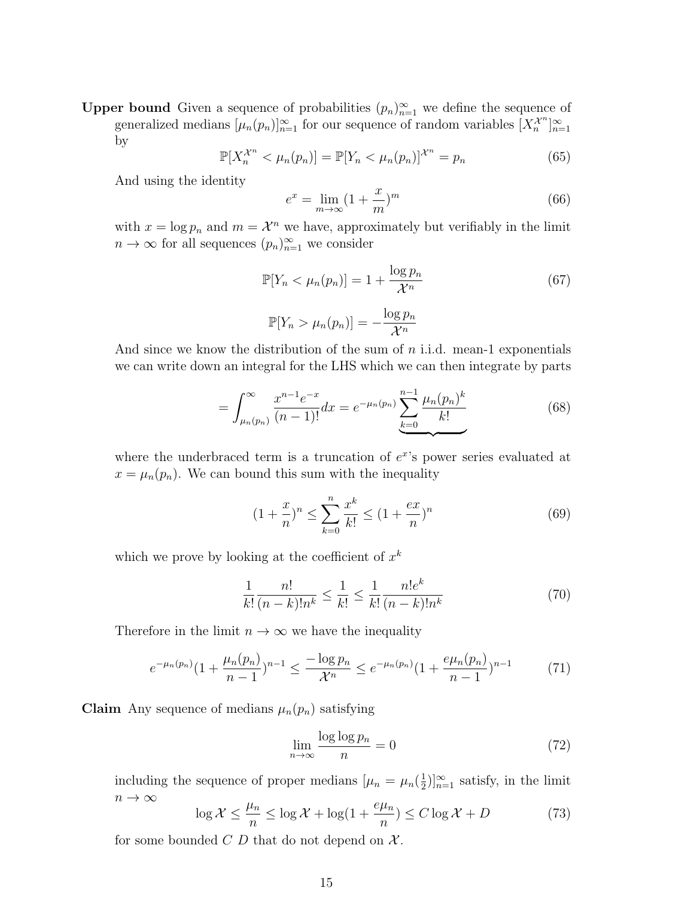**Upper bound** Given a sequence of probabilities $(p_n)_{n=1}^{\infty}$ we define the sequence of generalized medians $[\mu_n(p_n)]_{n=1}^{\infty}$ for our sequence of random variables $[X_n^{\mathcal{X}^n}]_{n=1}^{\infty}$ by

$$\mathbb{P}[X_n^{\mathcal{X}^n} < \mu_n(p_n)] = \mathbb{P}[Y_n < \mu_n(p_n)]^{\mathcal{X}^n} = p_n \tag{65}$$

And using the identity

$$e^x = \lim_{m\to\infty}(1+\frac{x}{m})^m \tag{66}$$

with $x = \log p_n$ and $m = \mathcal{X}^n$ we have, approximately but verifiably in the limit $n \to \infty$ for all sequences $(p_n)_{n=1}^{\infty}$ we consider

$$\mathbb{P}[Y_n < \mu_n(p_n)] = 1 + \frac{\log p_n}{\mathcal{X}^n} \tag{67}$$

$$\mathbb{P}[Y_n > \mu_n(p_n)] = -\frac{\log p_n}{\mathcal{X}^n}$$

And since we know the distribution of the sum of $n$ i.i.d. mean-1 exponentials we can write down an integral for the LHS which we can then integrate by parts

$$= \int_{\mu_n(p_n)}^{\infty} \frac{x^{n-1}e^{-x}}{(n-1)!}dx = e^{-\mu_n(p_n)} \underbrace{\sum_{k=0}^{n-1} \frac{\mu_n(p_n)^k}{k!}} \tag{68}$$

where the underbraced term is a truncation of $e^x$'s power series evaluated at $x = \mu_n(p_n)$. We can bound this sum with the inequality

$$(1+\frac{x}{n})^n \le \sum_{k=0}^{n} \frac{x^k}{k!} \le (1+\frac{ex}{n})^n \tag{69}$$

which we prove by looking at the coefficient of $x^k$

$$\frac{1}{k!}\frac{n!}{(n-k)!n^k} \le \frac{1}{k!} \le \frac{1}{k!}\frac{n!e^k}{(n-k)!n^k} \tag{70}$$

Therefore in the limit $n \to \infty$ we have the inequality

$$e^{-\mu_n(p_n)}(1+\frac{\mu_n(p_n)}{n-1})^{n-1} \le \frac{-\log p_n}{\mathcal{X}^n} \le e^{-\mu_n(p_n)}(1+\frac{e\mu_n(p_n)}{n-1})^{n-1} \tag{71}$$

**Claim** Any sequence of medians $\mu_n(p_n)$ satisfying

$$\lim_{n\to\infty} \frac{\log\log p_n}{n} = 0 \tag{72}$$

including the sequence of proper medians $[\mu_n = \mu_n(\frac{1}{2})]_{n=1}^{\infty}$ satisfy, in the limit $n \to \infty$

$$\log \mathcal{X} \le \frac{\mu_n}{n} \le \log \mathcal{X} + \log(1+\frac{e\mu_n}{n}) \le C\log\mathcal{X} + D \tag{73}$$

for some bounded $C$ $D$ that do not depend on $\mathcal{X}$.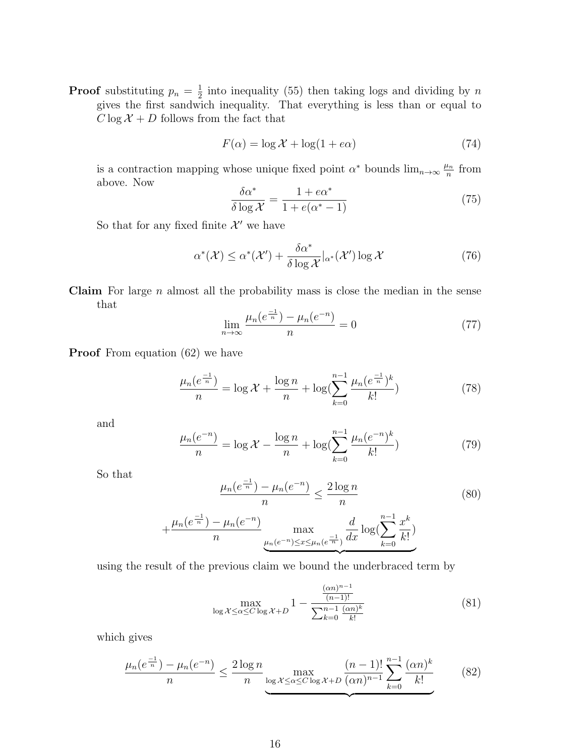**Proof** substituting $p_n = \frac{1}{2}$ into inequality (55) then taking logs and dividing by $n$ gives the first sandwich inequality. That everything is less than or equal to $C \log \mathcal{X} + D$ follows from the fact that

$$F(\alpha) = \log \mathcal{X} + \log(1 + e\alpha) \tag{74}$$

is a contraction mapping whose unique fixed point $\alpha^*$ bounds $\lim_{n\to\infty} \frac{\mu_n}{n}$ from above. Now

$$\frac{\delta \alpha^*}{\delta \log \mathcal{X}} = \frac{1 + e\alpha^*}{1 + e(\alpha^* - 1)} \tag{75}$$

So that for any fixed finite $\mathcal{X}'$ we have

$$\alpha^*(\mathcal{X}) \leq \alpha^*(\mathcal{X}') + \frac{\delta \alpha^*}{\delta \log \mathcal{X}}|_{\alpha^*}(\mathcal{X}') \log \mathcal{X} \tag{76}$$

**Claim** For large $n$ almost all the probability mass is close the median in the sense that

$$\lim_{n\to\infty} \frac{\mu_n(e^{\frac{-1}{n}}) - \mu_n(e^{-n})}{n} = 0 \tag{77}$$

**Proof** From equation (62) we have

$$\frac{\mu_n(e^{\frac{-1}{n}})}{n} = \log \mathcal{X} + \frac{\log n}{n} + \log(\sum_{k=0}^{n-1} \frac{\mu_n(e^{\frac{-1}{n}})^k}{k!}) \tag{78}$$

and

$$\frac{\mu_n(e^{-n})}{n} = \log \mathcal{X} - \frac{\log n}{n} + \log(\sum_{k=0}^{n-1} \frac{\mu_n(e^{-n})^k}{k!}) \tag{79}$$

So that

$$\frac{\mu_n(e^{\frac{-1}{n}}) - \mu_n(e^{-n})}{n} \leq \frac{2\log n}{n} \tag{80}$$

$$+ \frac{\mu_n(e^{\frac{-1}{n}}) - \mu_n(e^{-n})}{n} \underbrace{\max_{\mu_n(e^{-n}) \leq x \leq \mu_n(e^{\frac{-1}{n}})} \frac{d}{dx} \log(\sum_{k=0}^{n-1} \frac{x^k}{k!})}$$

using the result of the previous claim we bound the underbraced term by

$$\max_{\log \mathcal{X} \leq \alpha \leq C \log \mathcal{X} + D} 1 - \frac{\frac{(\alpha n)^{n-1}}{(n-1)!}}{\sum_{k=0}^{n-1} \frac{(\alpha n)^k}{k!}} \tag{81}$$

which gives

$$\frac{\mu_n(e^{\frac{-1}{n}}) - \mu_n(e^{-n})}{n} \leq \frac{2\log n}{n} \underbrace{\max_{\log \mathcal{X} \leq \alpha \leq C \log \mathcal{X} + D} \frac{(n-1)!}{(\alpha n)^{n-1}} \sum_{k=0}^{n-1} \frac{(\alpha n)^k}{k!}} \tag{82}$$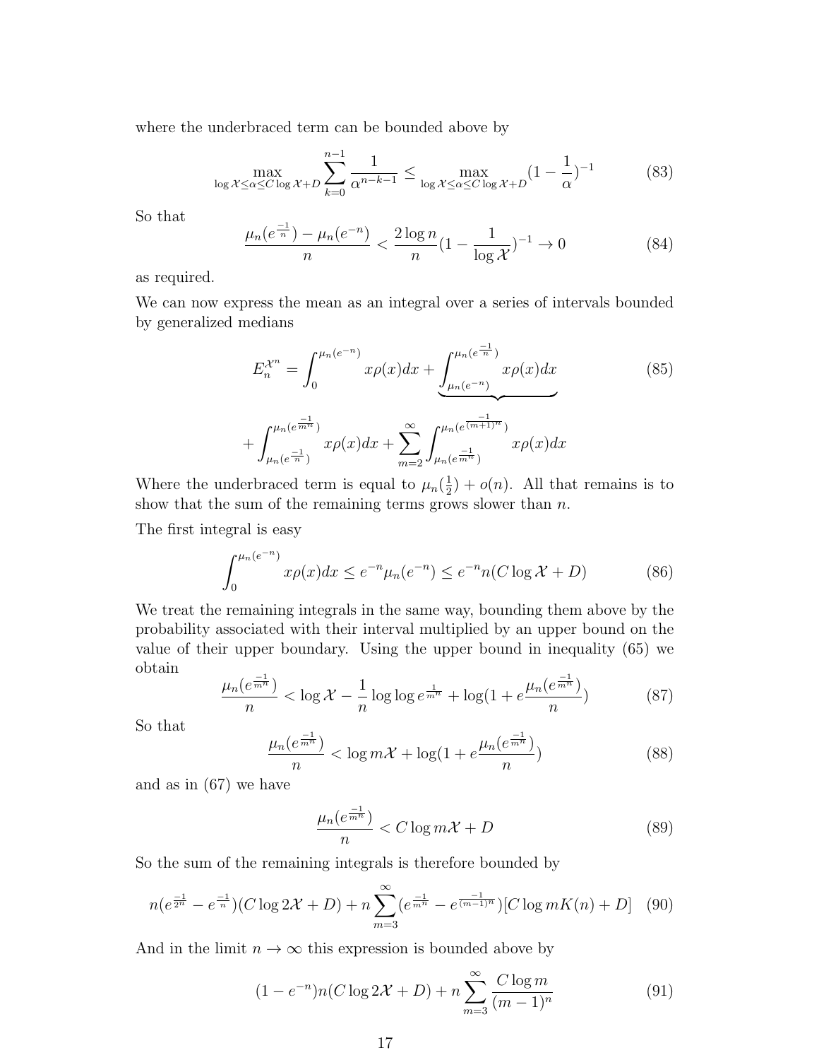where the underbraced term can be bounded above by

$$\max_{\log \mathcal{X} \leq \alpha \leq C \log \mathcal{X} + D} \sum_{k=0}^{n-1} \frac{1}{\alpha^{n-k-1}} \leq \max_{\log \mathcal{X} \leq \alpha \leq C \log \mathcal{X} + D} (1 - \frac{1}{\alpha})^{-1} \tag{83}$$

So that

$$\frac{\mu_n(e^{\frac{-1}{n}}) - \mu_n(e^{-n})}{n} < \frac{2 \log n}{n} (1 - \frac{1}{\log \mathcal{X}})^{-1} \to 0 \tag{84}$$

as required.

We can now express the mean as an integral over a series of intervals bounded by generalized medians

$$E_n^{\mathcal{X}^n} = \int_0^{\mu_n(e^{-n})} x\rho(x)dx + \underbrace{\int_{\mu_n(e^{-n})}^{\mu_n(e^{\frac{-1}{n}})} x\rho(x)dx} \tag{85}$$

$$+ \int_{\mu_n(e^{\frac{-1}{n}})}^{\mu_n(e^{\frac{-1}{m^n}})} x\rho(x)dx + \sum_{m=2}^{\infty} \int_{\mu_n(e^{\frac{-1}{m^n}})}^{\mu_n(e^{\frac{-1}{(m+1)^n}})} x\rho(x)dx$$

Where the underbraced term is equal to $\mu_n(\frac{1}{2}) + o(n)$. All that remains is to show that the sum of the remaining terms grows slower than $n$.

The first integral is easy

$$\int_0^{\mu_n(e^{-n})} x\rho(x)dx \leq e^{-n}\mu_n(e^{-n}) \leq e^{-n} n(C \log \mathcal{X} + D) \tag{86}$$

We treat the remaining integrals in the same way, bounding them above by the probability associated with their interval multiplied by an upper bound on the value of their upper boundary. Using the upper bound in inequality (65) we obtain

$$\frac{\mu_n(e^{\frac{-1}{m^n}})}{n} < \log \mathcal{X} - \frac{1}{n} \log \log e^{\frac{1}{m^n}} + \log(1 + e\frac{\mu_n(e^{\frac{-1}{m^n}})}{n}) \tag{87}$$

So that

$$\frac{\mu_n(e^{\frac{-1}{m^n}})}{n} < \log m\mathcal{X} + \log(1 + e\frac{\mu_n(e^{\frac{-1}{m^n}})}{n}) \tag{88}$$

and as in (67) we have

$$\frac{\mu_n(e^{\frac{-1}{m^n}})}{n} < C \log m\mathcal{X} + D \tag{89}$$

So the sum of the remaining integrals is therefore bounded by

$$n(e^{\frac{-1}{2^n}} - e^{\frac{-1}{n}})(C \log 2\mathcal{X} + D) + n \sum_{m=3}^{\infty} (e^{\frac{-1}{m^n}} - e^{\frac{-1}{(m-1)^n}})[C \log mK(n) + D] \tag{90}$$

And in the limit $n \to \infty$ this expression is bounded above by

$$(1 - e^{-n})n(C \log 2\mathcal{X} + D) + n \sum_{m=3}^{\infty} \frac{C \log m}{(m-1)^n} \tag{91}$$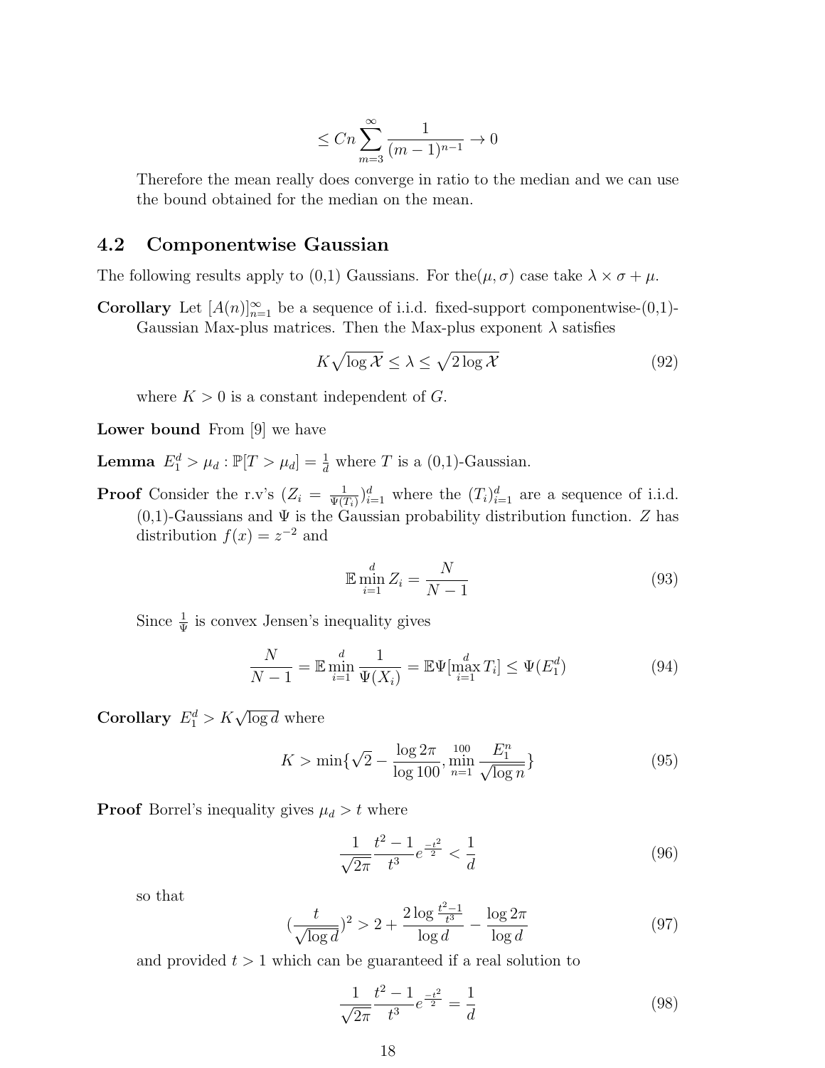$$\leq Cn \sum_{m=3}^{\infty} \frac{1}{(m-1)^{n-1}} \to 0$$

Therefore the mean really does converge in ratio to the median and we can use the bound obtained for the median on the mean.

## 4.2 Componentwise Gaussian

The following results apply to (0,1) Gaussians. For the$(\mu, \sigma)$ case take $\lambda \times \sigma + \mu$.

**Corollary** Let $[A(n)]_{n=1}^{\infty}$ be a sequence of i.i.d. fixed-support componentwise-(0,1)-Gaussian Max-plus matrices. Then the Max-plus exponent $\lambda$ satisfies

$$K\sqrt{\log \mathcal{X}} \leq \lambda \leq \sqrt{2 \log \mathcal{X}} \tag{92}$$

where $K > 0$ is a constant independent of $G$.

**Lower bound** From [9] we have

**Lemma** $E_1^d > \mu_d : \mathbb{P}[T > \mu_d] = \frac{1}{d}$ where $T$ is a (0,1)-Gaussian.

**Proof** Consider the r.v's $(Z_i = \frac{1}{\Psi(T_i)})_{i=1}^d$ where the $(T_i)_{i=1}^d$ are a sequence of i.i.d. (0,1)-Gaussians and $\Psi$ is the Gaussian probability distribution function. $Z$ has distribution $f(x) = z^{-2}$ and

$$\mathbb{E} \min_{i=1}^{d} Z_i = \frac{N}{N-1} \tag{93}$$

Since $\frac{1}{\Psi}$ is convex Jensen's inequality gives

$$\frac{N}{N-1} = \mathbb{E} \min_{i=1}^{d} \frac{1}{\Psi(X_i)} = \mathbb{E}\Psi[\max_{i=1}^{d} T_i] \leq \Psi(E_1^d) \tag{94}$$

**Corollary** $E_1^d > K\sqrt{\log d}$ where

$$K > \min\{\sqrt{2} - \frac{\log 2\pi}{\log 100}, \min_{n=1}^{100} \frac{E_1^n}{\sqrt{\log n}}\} \tag{95}$$

**Proof** Borrel's inequality gives $\mu_d > t$ where

$$\frac{1}{\sqrt{2\pi}} \frac{t^2 - 1}{t^3} e^{\frac{-t^2}{2}} < \frac{1}{d} \tag{96}$$

so that

$$(\frac{t}{\sqrt{\log d}})^2 > 2 + \frac{2 \log \frac{t^2-1}{t^3}}{\log d} - \frac{\log 2\pi}{\log d} \tag{97}$$

and provided $t > 1$ which can be guaranteed if a real solution to

$$\frac{1}{\sqrt{2\pi}} \frac{t^2 - 1}{t^3} e^{\frac{-t^2}{2}} = \frac{1}{d} \tag{98}$$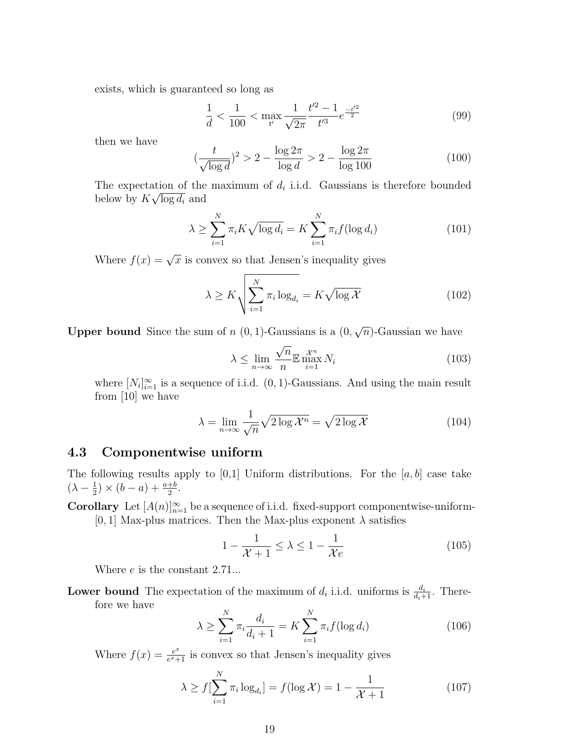exists, which is guaranteed so long as

$$\frac{1}{d} < \frac{1}{100} < \max_{t'} \frac{1}{\sqrt{2\pi}} \frac{t'^2 - 1}{t'^3} e^{\frac{-t'^2}{2}} \tag{99}$$

then we have

$$(\frac{t}{\sqrt{\log d}})^2 > 2 - \frac{\log 2\pi}{\log d} > 2 - \frac{\log 2\pi}{\log 100} \tag{100}$$

The expectation of the maximum of $d_i$ i.i.d. Gaussians is therefore bounded below by $K\sqrt{\log d_i}$ and

$$\lambda \geq \sum_{i=1}^{N} \pi_i K \sqrt{\log d_i} = K \sum_{i=1}^{N} \pi_i f(\log d_i) \tag{101}$$

Where $f(x) = \sqrt{x}$ is convex so that Jensen's inequality gives

$$\lambda \geq K \sqrt{\sum_{i=1}^{N} \pi_i \log_{d_i}} = K\sqrt{\log \mathcal{X}} \tag{102}$$

**Upper bound** Since the sum of $n$ $(0,1)$-Gaussians is a $(0, \sqrt{n})$-Gaussian we have

$$\lambda \leq \lim_{n\to\infty} \frac{\sqrt{n}}{n} \mathbb{E} \max_{i=1}^{\mathcal{X}^n} N_i \tag{103}$$

where $[N_i]_{i=1}^{\infty}$ is a sequence of i.i.d. $(0,1)$-Gaussians. And using the main result from [10] we have

$$\lambda = \lim_{n\to\infty} \frac{1}{\sqrt{n}} \sqrt{2 \log \mathcal{X}^n} = \sqrt{2 \log \mathcal{X}} \tag{104}$$

## 4.3 Componentwise uniform

The following results apply to [0,1] Uniform distributions. For the $[a,b]$ case take $(\lambda - \frac{1}{2}) \times (b-a) + \frac{a+b}{2}$.

**Corollary** Let $[A(n)]_{n=1}^{\infty}$ be a sequence of i.i.d. fixed-support componentwise-uniform-$[0,1]$ Max-plus matrices. Then the Max-plus exponent $\lambda$ satisfies

$$1 - \frac{1}{\mathcal{X}+1} \leq \lambda \leq 1 - \frac{1}{\mathcal{X}e} \tag{105}$$

Where $e$ is the constant 2.71...

**Lower bound** The expectation of the maximum of $d_i$ i.i.d. uniforms is $\frac{d_i}{d_i+1}$. Therefore we have

$$\lambda \geq \sum_{i=1}^{N} \pi_i \frac{d_i}{d_i+1} = K \sum_{i=1}^{N} \pi_i f(\log d_i) \tag{106}$$

Where $f(x) = \frac{e^x}{e^x+1}$ is convex so that Jensen's inequality gives

$$\lambda \geq f[\sum_{i=1}^{N} \pi_i \log_{d_i}] = f(\log \mathcal{X}) = 1 - \frac{1}{\mathcal{X}+1} \tag{107}$$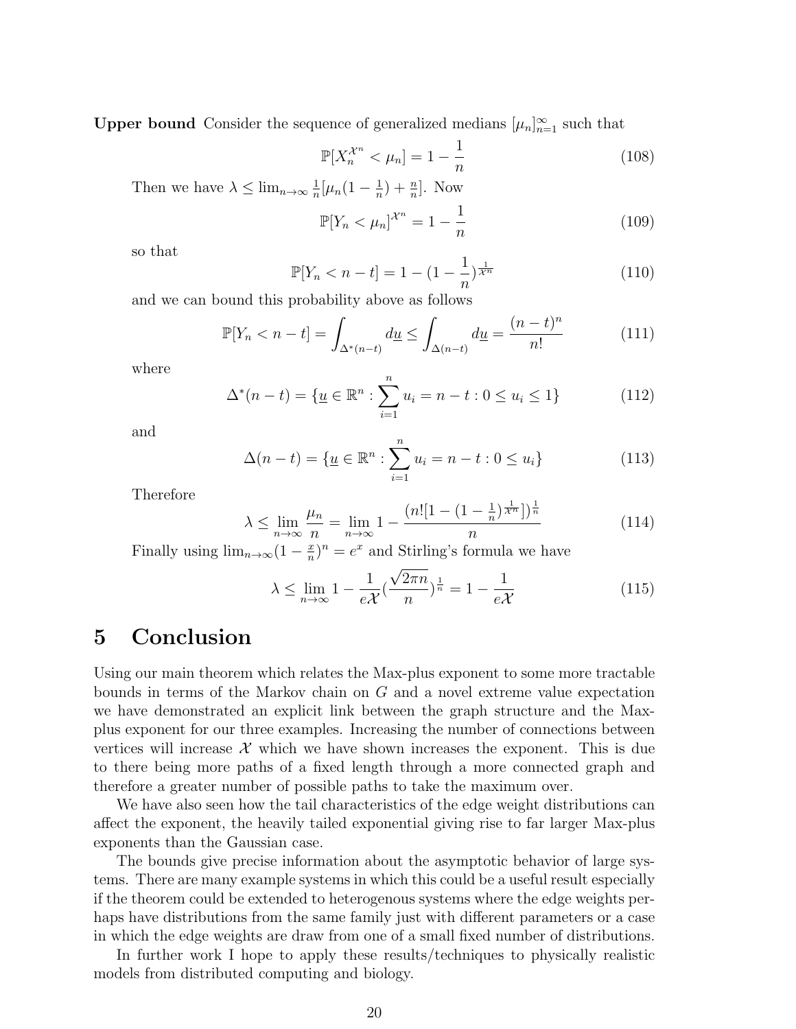**Upper bound** Consider the sequence of generalized medians $[\mu_n]_{n=1}^{\infty}$ such that

$$\mathbb{P}[X_n^{\mathcal{X}^n} < \mu_n] = 1 - \frac{1}{n} \tag{108}$$

Then we have $\lambda \leq \lim_{n\to\infty} \frac{1}{n}[\mu_n(1-\frac{1}{n}) + \frac{n}{n}]$. Now

$$\mathbb{P}[Y_n < \mu_n]^{\mathcal{X}^n} = 1 - \frac{1}{n} \tag{109}$$

so that

$$\mathbb{P}[Y_n < n - t] = 1 - (1 - \frac{1}{n})^{\frac{1}{\mathcal{X}^n}} \tag{110}$$

and we can bound this probability above as follows

$$\mathbb{P}[Y_n < n - t] = \int_{\Delta^*(n-t)} d\underline{u} \leq \int_{\Delta(n-t)} d\underline{u} = \frac{(n-t)^n}{n!} \tag{111}$$

where

$$\Delta^*(n-t) = \{\underline{u} \in \mathbb{R}^n : \sum_{i=1}^{n} u_i = n - t : 0 \leq u_i \leq 1\} \tag{112}$$

and

$$\Delta(n-t) = \{\underline{u} \in \mathbb{R}^n : \sum_{i=1}^{n} u_i = n - t : 0 \leq u_i\} \tag{113}$$

Therefore

$$\lambda \leq \lim_{n\to\infty} \frac{\mu_n}{n} = \lim_{n\to\infty} 1 - \frac{(n![1-(1-\frac{1}{n})^{\frac{1}{\mathcal{X}^n}}])^{\frac{1}{n}}}{n} \tag{114}$$

Finally using $\lim_{n\to\infty}(1-\frac{x}{n})^n = e^x$ and Stirling's formula we have

$$\lambda \leq \lim_{n\to\infty} 1 - \frac{1}{e\mathcal{X}}(\frac{\sqrt{2\pi n}}{n})^{\frac{1}{n}} = 1 - \frac{1}{e\mathcal{X}} \tag{115}$$

# 5 Conclusion

Using our main theorem which relates the Max-plus exponent to some more tractable bounds in terms of the Markov chain on $G$ and a novel extreme value expectation we have demonstrated an explicit link between the graph structure and the Max-plus exponent for our three examples. Increasing the number of connections between vertices will increase $\mathcal{X}$ which we have shown increases the exponent. This is due to there being more paths of a fixed length through a more connected graph and therefore a greater number of possible paths to take the maximum over.

We have also seen how the tail characteristics of the edge weight distributions can affect the exponent, the heavily tailed exponential giving rise to far larger Max-plus exponents than the Gaussian case.

The bounds give precise information about the asymptotic behavior of large systems. There are many example systems in which this could be a useful result especially if the theorem could be extended to heterogenous systems where the edge weights perhaps have distributions from the same family just with different parameters or a case in which the edge weights are draw from one of a small fixed number of distributions.

In further work I hope to apply these results/techniques to physically realistic models from distributed computing and biology.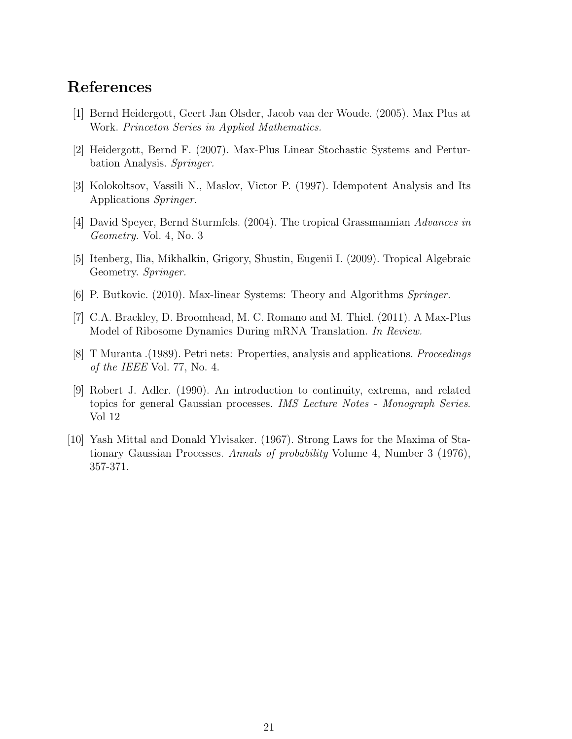## References

[1] Bernd Heidergott, Geert Jan Olsder, Jacob van der Woude. (2005). Max Plus at Work. *Princeton Series in Applied Mathematics.*

[2] Heidergott, Bernd F. (2007). Max-Plus Linear Stochastic Systems and Perturbation Analysis. *Springer.*

[3] Kolokoltsov, Vassili N., Maslov, Victor P. (1997). Idempotent Analysis and Its Applications *Springer.*

[4] David Speyer, Bernd Sturmfels. (2004). The tropical Grassmannian *Advances in Geometry.* Vol. 4, No. 3

[5] Itenberg, Ilia, Mikhalkin, Grigory, Shustin, Eugenii I. (2009). Tropical Algebraic Geometry. *Springer.*

[6] P. Butkovic. (2010). Max-linear Systems: Theory and Algorithms *Springer.*

[7] C.A. Brackley, D. Broomhead, M. C. Romano and M. Thiel. (2011). A Max-Plus Model of Ribosome Dynamics During mRNA Translation. *In Review.*

[8] T Muranta .(1989). Petri nets: Properties, analysis and applications. *Proceedings of the IEEE* Vol. 77, No. 4.

[9] Robert J. Adler. (1990). An introduction to continuity, extrema, and related topics for general Gaussian processes. *IMS Lecture Notes - Monograph Series.* Vol 12

[10] Yash Mittal and Donald Ylvisaker. (1967). Strong Laws for the Maxima of Stationary Gaussian Processes. *Annals of probability* Volume 4, Number 3 (1976), 357-371.